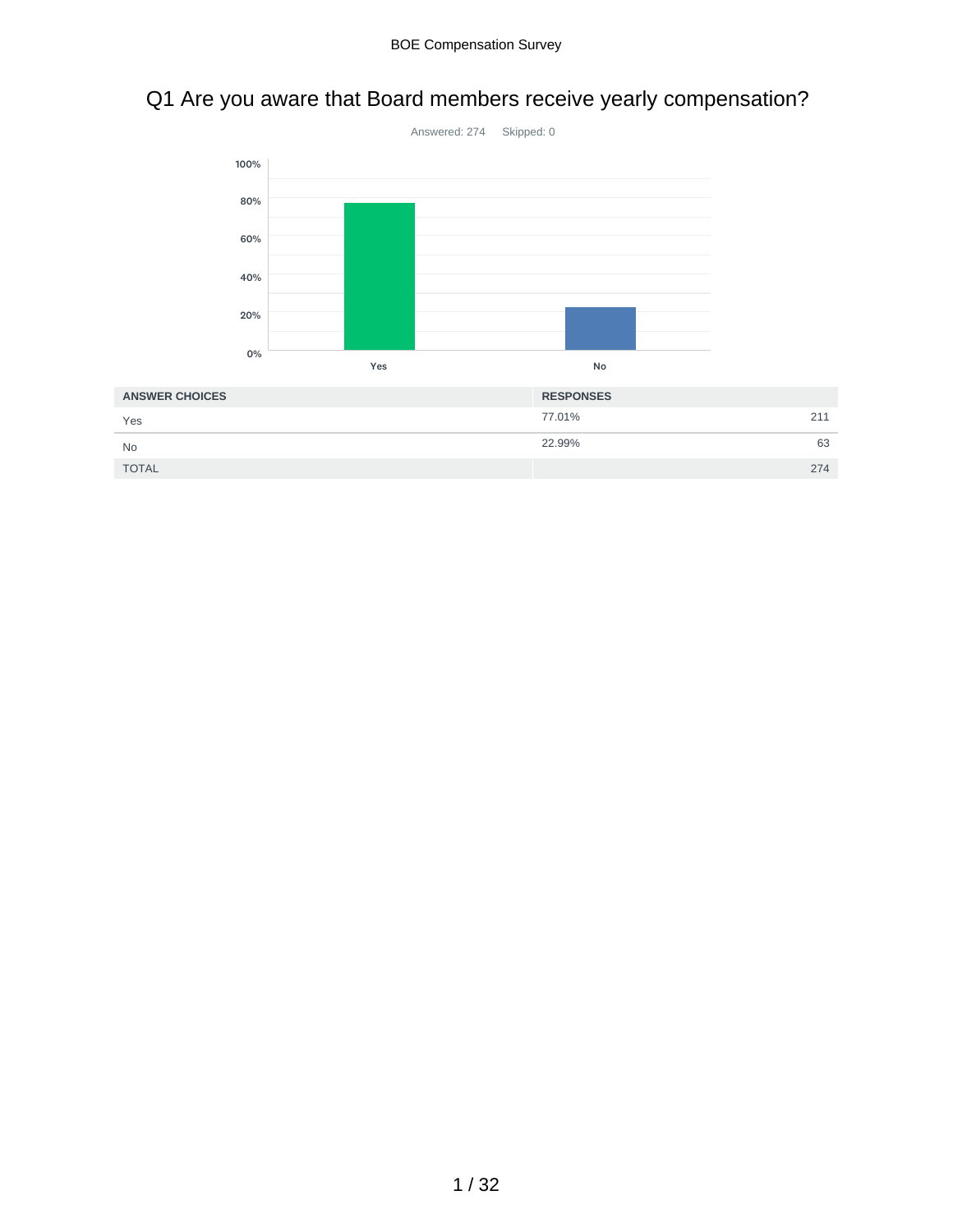# Q1 Are you aware that Board members receive yearly compensation?

Answered: 274 Skipped: 0

| ANSWER CHOICES | RESPONSES | |
|---|---|---|
| Yes | 77.01% | 211 |
| No | 22.99% | 63 |
| TOTAL | | 274 |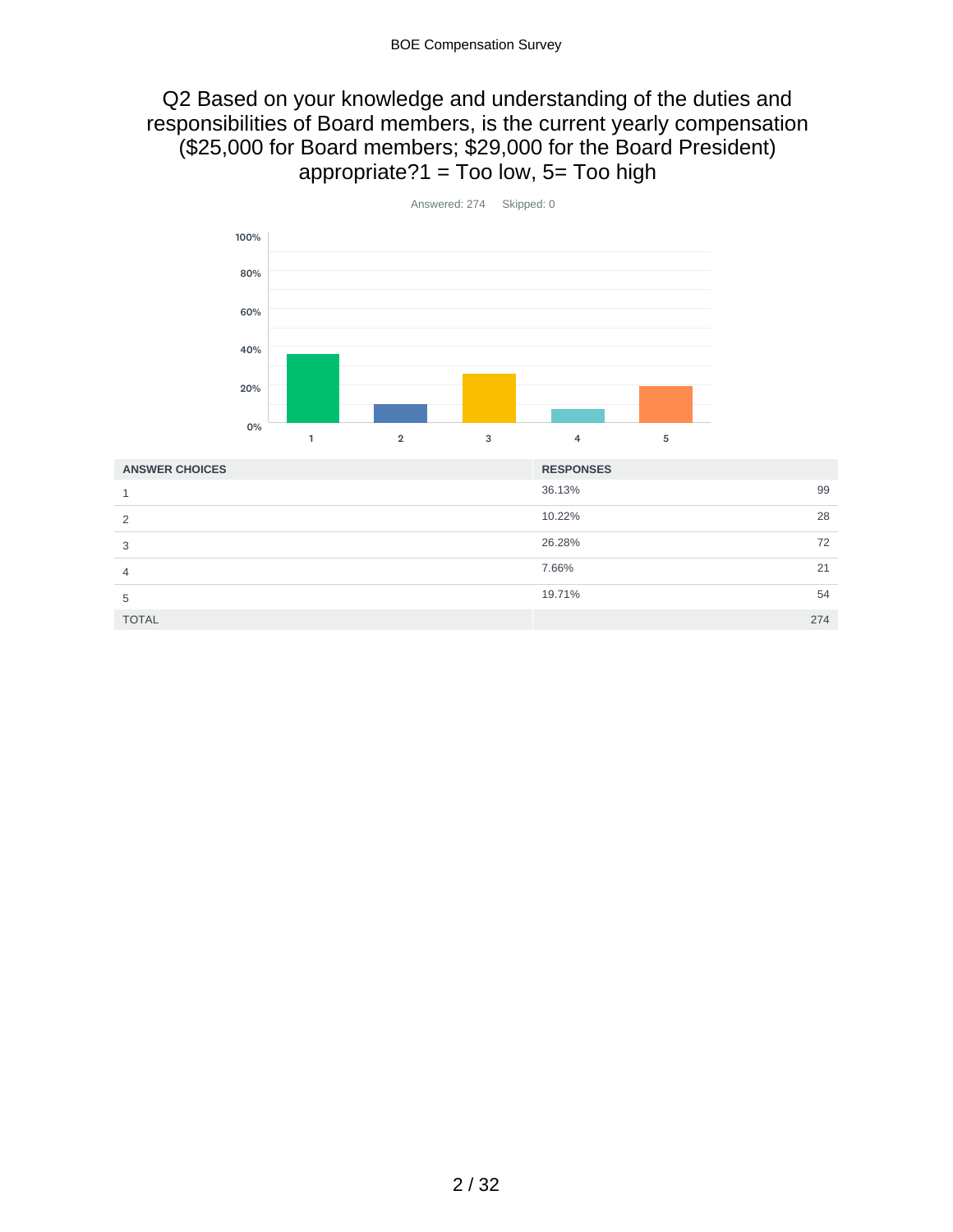## Q2 Based on your knowledge and understanding of the duties and responsibilities of Board members, is the current yearly compensation ($25,000 for Board members; $29,000 for the Board President) appropriate?1 = Too low, 5= Too high

Answered: 274 Skipped: 0

| ANSWER CHOICES | RESPONSES | |
|---|---|---|
| 1 | 36.13% | 99 |
| 2 | 10.22% | 28 |
| 3 | 26.28% | 72 |
| 4 | 7.66% | 21 |
| 5 | 19.71% | 54 |
| TOTAL | | 274 |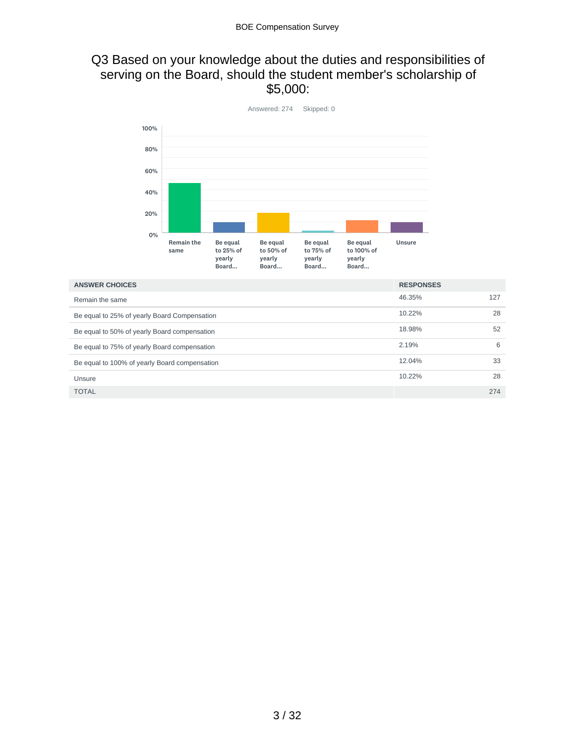# Q3 Based on your knowledge about the duties and responsibilities of serving on the Board, should the student member's scholarship of $5,000:

Answered: 274 Skipped: 0

| ANSWER CHOICES | RESPONSES | |
|---|---|---|
| Remain the same | 46.35% | 127 |
| Be equal to 25% of yearly Board Compensation | 10.22% | 28 |
| Be equal to 50% of yearly Board compensation | 18.98% | 52 |
| Be equal to 75% of yearly Board compensation | 2.19% | 6 |
| Be equal to 100% of yearly Board compensation | 12.04% | 33 |
| Unsure | 10.22% | 28 |
| TOTAL | | 274 |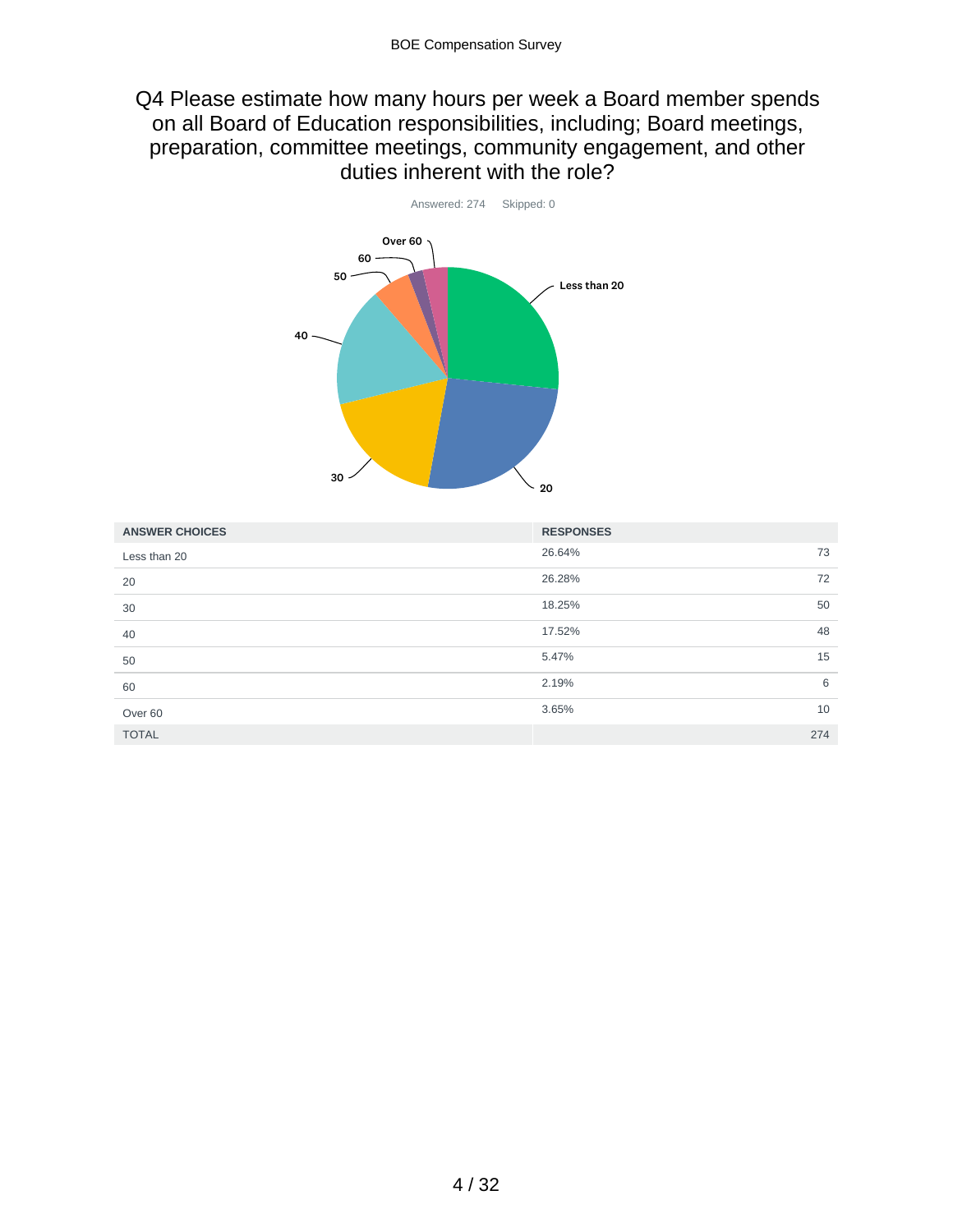# Q4 Please estimate how many hours per week a Board member spends on all Board of Education responsibilities, including; Board meetings, preparation, committee meetings, community engagement, and other duties inherent with the role?

Answered: 274 Skipped: 0

| ANSWER CHOICES | RESPONSES | |
|---|---|---|
| Less than 20 | 26.64% | 73 |
| 20 | 26.28% | 72 |
| 30 | 18.25% | 50 |
| 40 | 17.52% | 48 |
| 50 | 5.47% | 15 |
| 60 | 2.19% | 6 |
| Over 60 | 3.65% | 10 |
| TOTAL | | 274 |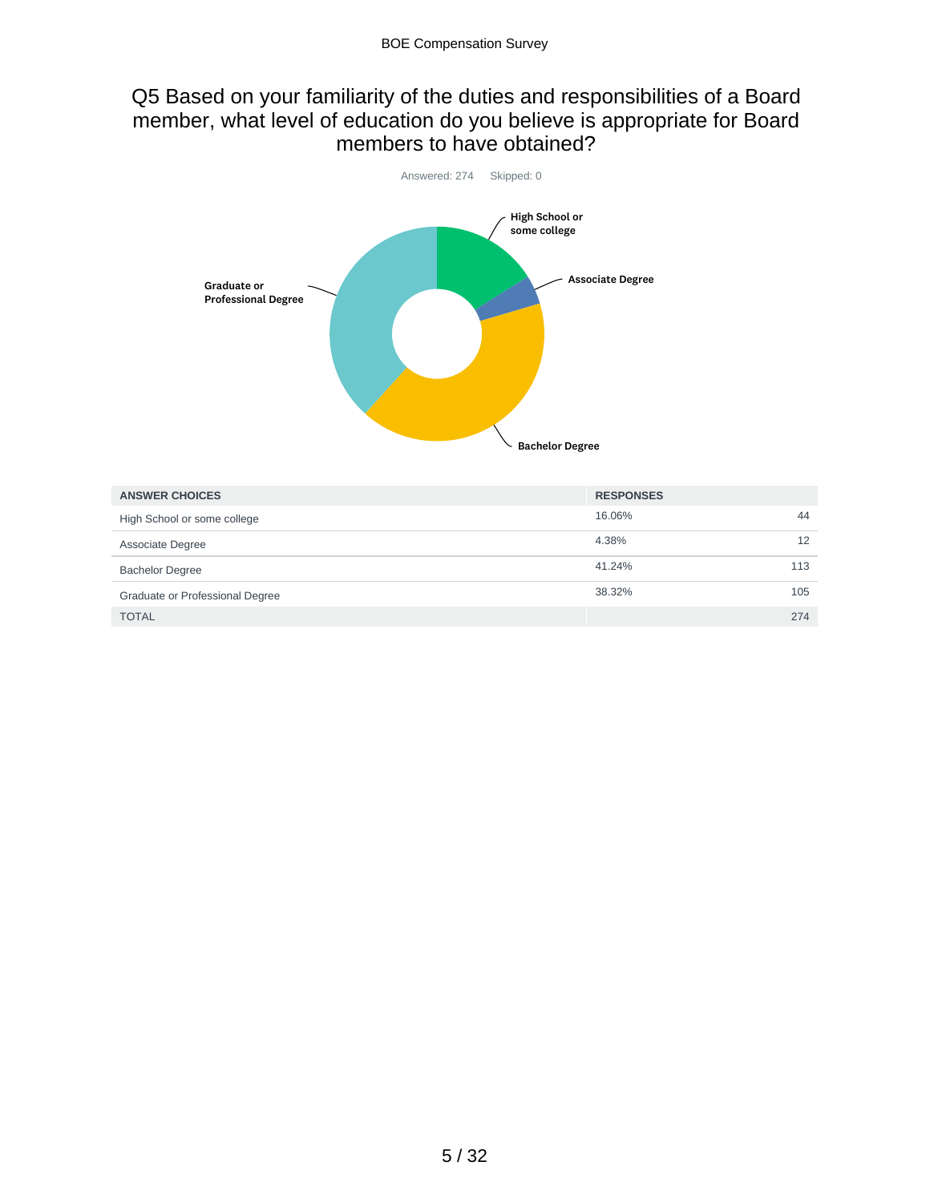## Q5 Based on your familiarity of the duties and responsibilities of a Board member, what level of education do you believe is appropriate for Board members to have obtained?

Answered: 274 Skipped: 0

| ANSWER CHOICES | RESPONSES | |
|---|---|---|
| High School or some college | 16.06% | 44 |
| Associate Degree | 4.38% | 12 |
| Bachelor Degree | 41.24% | 113 |
| Graduate or Professional Degree | 38.32% | 105 |
| TOTAL | | 274 |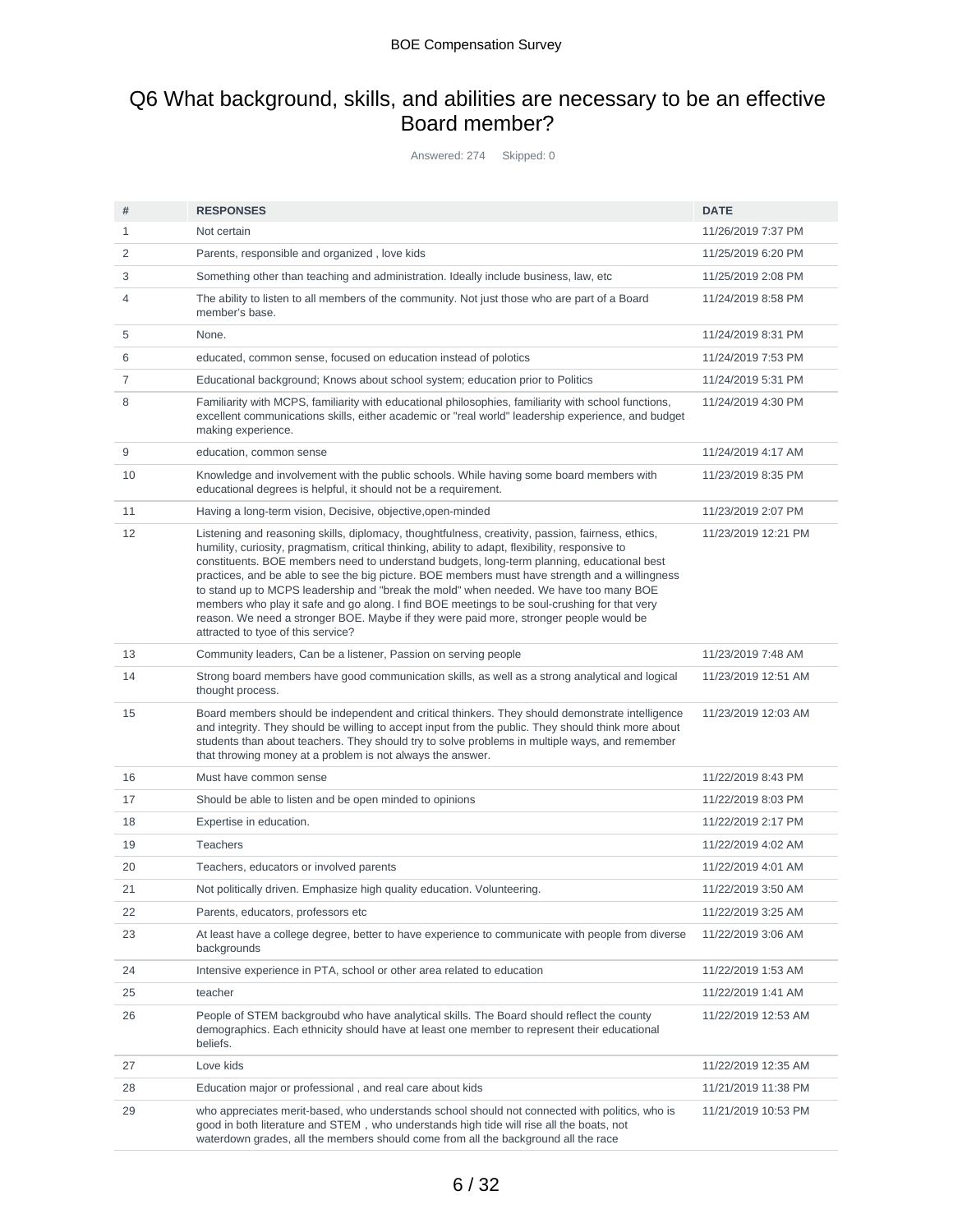## Q6 What background, skills, and abilities are necessary to be an effective Board member?

Answered: 274 Skipped: 0

| # | RESPONSES | DATE |
|---|---|---|
| 1 | Not certain | 11/26/2019 7:37 PM |
| 2 | Parents, responsible and organized , love kids | 11/25/2019 6:20 PM |
| 3 | Something other than teaching and administration. Ideally include business, law, etc | 11/25/2019 2:08 PM |
| 4 | The ability to listen to all members of the community. Not just those who are part of a Board member's base. | 11/24/2019 8:58 PM |
| 5 | None. | 11/24/2019 8:31 PM |
| 6 | educated, common sense, focused on education instead of polotics | 11/24/2019 7:53 PM |
| 7 | Educational background; Knows about school system; education prior to Politics | 11/24/2019 5:31 PM |
| 8 | Familiarity with MCPS, familiarity with educational philosophies, familiarity with school functions, excellent communications skills, either academic or "real world" leadership experience, and budget making experience. | 11/24/2019 4:30 PM |
| 9 | education, common sense | 11/24/2019 4:17 AM |
| 10 | Knowledge and involvement with the public schools. While having some board members with educational degrees is helpful, it should not be a requirement. | 11/23/2019 8:35 PM |
| 11 | Having a long-term vision, Decisive, objective,open-minded | 11/23/2019 2:07 PM |
| 12 | Listening and reasoning skills, diplomacy, thoughtfulness, creativity, passion, fairness, ethics, humility, curiosity, pragmatism, critical thinking, ability to adapt, flexibility, responsive to constituents. BOE members need to understand budgets, long-term planning, educational best practices, and be able to see the big picture. BOE members must have strength and a willingness to stand up to MCPS leadership and "break the mold" when needed. We have too many BOE members who play it safe and go along. I find BOE meetings to be soul-crushing for that very reason. We need a stronger BOE. Maybe if they were paid more, stronger people would be attracted to tyoe of this service? | 11/23/2019 12:21 PM |
| 13 | Community leaders, Can be a listener, Passion on serving people | 11/23/2019 7:48 AM |
| 14 | Strong board members have good communication skills, as well as a strong analytical and logical thought process. | 11/23/2019 12:51 AM |
| 15 | Board members should be independent and critical thinkers. They should demonstrate intelligence and integrity. They should be willing to accept input from the public. They should think more about students than about teachers. They should try to solve problems in multiple ways, and remember that throwing money at a problem is not always the answer. | 11/23/2019 12:03 AM |
| 16 | Must have common sense | 11/22/2019 8:43 PM |
| 17 | Should be able to listen and be open minded to opinions | 11/22/2019 8:03 PM |
| 18 | Expertise in education. | 11/22/2019 2:17 PM |
| 19 | Teachers | 11/22/2019 4:02 AM |
| 20 | Teachers, educators or involved parents | 11/22/2019 4:01 AM |
| 21 | Not politically driven. Emphasize high quality education. Volunteering. | 11/22/2019 3:50 AM |
| 22 | Parents, educators, professors etc | 11/22/2019 3:25 AM |
| 23 | At least have a college degree, better to have experience to communicate with people from diverse backgrounds | 11/22/2019 3:06 AM |
| 24 | Intensive experience in PTA, school or other area related to education | 11/22/2019 1:53 AM |
| 25 | teacher | 11/22/2019 1:41 AM |
| 26 | People of STEM backgroubd who have analytical skills. The Board should reflect the county demographics. Each ethnicity should have at least one member to represent their educational beliefs. | 11/22/2019 12:53 AM |
| 27 | Love kids | 11/22/2019 12:35 AM |
| 28 | Education major or professional , and real care about kids | 11/21/2019 11:38 PM |
| 29 | who appreciates merit-based, who understands school should not connected with politics, who is good in both literature and STEM，who understands high tide will rise all the boats, not waterdown grades, all the members should come from all the background all the race | 11/21/2019 10:53 PM |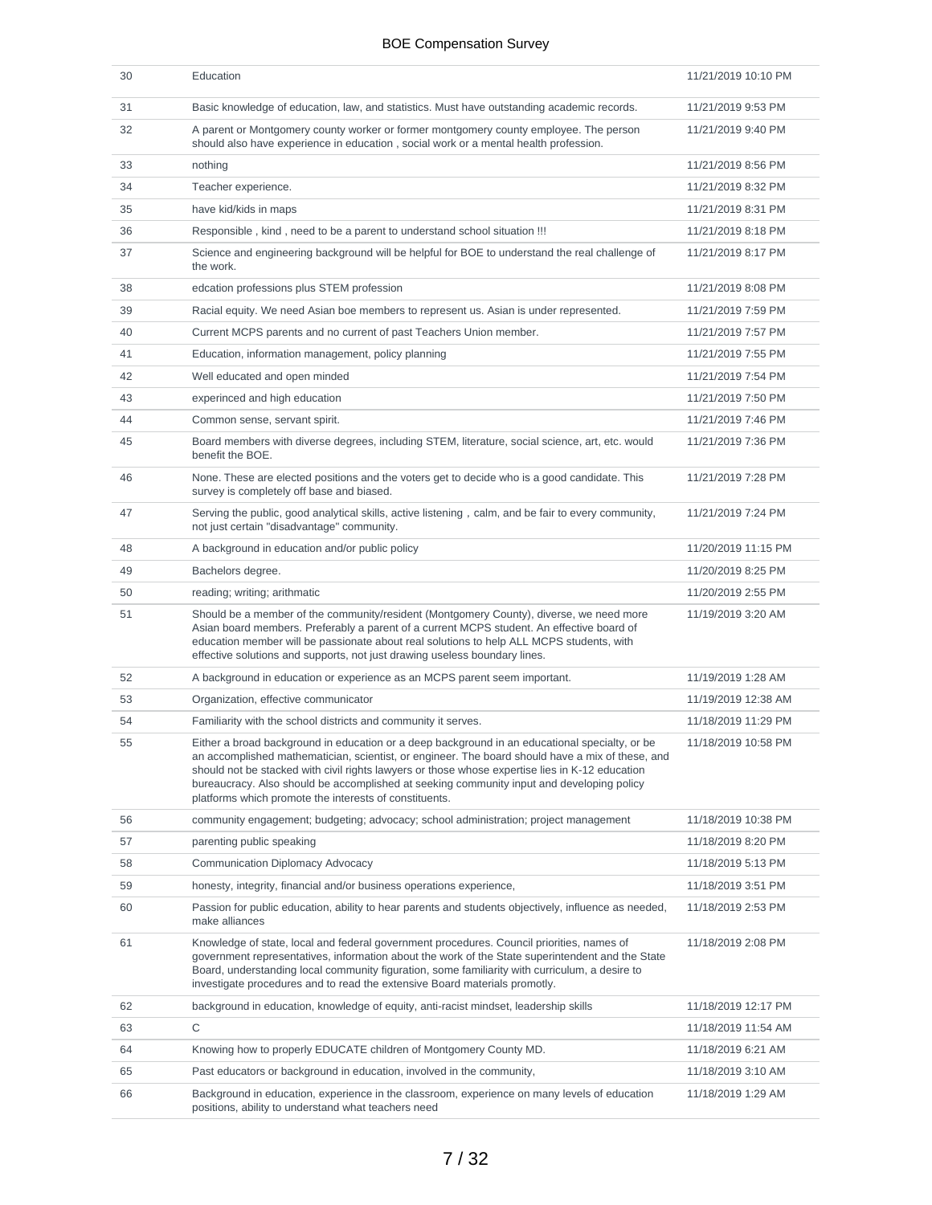| | | |
|---|---|---|
| 30 | Education | 11/21/2019 10:10 PM |
| 31 | Basic knowledge of education, law, and statistics. Must have outstanding academic records. | 11/21/2019 9:53 PM |
| 32 | A parent or Montgomery county worker or former montgomery county employee. The person should also have experience in education , social work or a mental health profession. | 11/21/2019 9:40 PM |
| 33 | nothing | 11/21/2019 8:56 PM |
| 34 | Teacher experience. | 11/21/2019 8:32 PM |
| 35 | have kid/kids in maps | 11/21/2019 8:31 PM |
| 36 | Responsible , kind , need to be a parent to understand school situation !!! | 11/21/2019 8:18 PM |
| 37 | Science and engineering background will be helpful for BOE to understand the real challenge of the work. | 11/21/2019 8:17 PM |
| 38 | edcation professions plus STEM profession | 11/21/2019 8:08 PM |
| 39 | Racial equity. We need Asian boe members to represent us. Asian is under represented. | 11/21/2019 7:59 PM |
| 40 | Current MCPS parents and no current of past Teachers Union member. | 11/21/2019 7:57 PM |
| 41 | Education, information management, policy planning | 11/21/2019 7:55 PM |
| 42 | Well educated and open minded | 11/21/2019 7:54 PM |
| 43 | experinced and high education | 11/21/2019 7:50 PM |
| 44 | Common sense, servant spirit. | 11/21/2019 7:46 PM |
| 45 | Board members with diverse degrees, including STEM, literature, social science, art, etc. would benefit the BOE. | 11/21/2019 7:36 PM |
| 46 | None. These are elected positions and the voters get to decide who is a good candidate. This survey is completely off base and biased. | 11/21/2019 7:28 PM |
| 47 | Serving the public, good analytical skills, active listening，calm, and be fair to every community, not just certain "disadvantage" community. | 11/21/2019 7:24 PM |
| 48 | A background in education and/or public policy | 11/20/2019 11:15 PM |
| 49 | Bachelors degree. | 11/20/2019 8:25 PM |
| 50 | reading; writing; arithmatic | 11/20/2019 2:55 PM |
| 51 | Should be a member of the community/resident (Montgomery County), diverse, we need more Asian board members. Preferably a parent of a current MCPS student. An effective board of education member will be passionate about real solutions to help ALL MCPS students, with effective solutions and supports, not just drawing useless boundary lines. | 11/19/2019 3:20 AM |
| 52 | A background in education or experience as an MCPS parent seem important. | 11/19/2019 1:28 AM |
| 53 | Organization, effective communicator | 11/19/2019 12:38 AM |
| 54 | Familiarity with the school districts and community it serves. | 11/18/2019 11:29 PM |
| 55 | Either a broad background in education or a deep background in an educational specialty, or be an accomplished mathematician, scientist, or engineer. The board should have a mix of these, and should not be stacked with civil rights lawyers or those whose expertise lies in K-12 education bureaucracy. Also should be accomplished at seeking community input and developing policy platforms which promote the interests of constituents. | 11/18/2019 10:58 PM |
| 56 | community engagement; budgeting; advocacy; school administration; project management | 11/18/2019 10:38 PM |
| 57 | parenting public speaking | 11/18/2019 8:20 PM |
| 58 | Communication Diplomacy Advocacy | 11/18/2019 5:13 PM |
| 59 | honesty, integrity, financial and/or business operations experience, | 11/18/2019 3:51 PM |
| 60 | Passion for public education, ability to hear parents and students objectively, influence as needed, make alliances | 11/18/2019 2:53 PM |
| 61 | Knowledge of state, local and federal government procedures. Council priorities, names of government representatives, information about the work of the State superintendent and the State Board, understanding local community figuration, some familiarity with curriculum, a desire to investigate procedures and to read the extensive Board materials promotly. | 11/18/2019 2:08 PM |
| 62 | background in education, knowledge of equity, anti-racist mindset, leadership skills | 11/18/2019 12:17 PM |
| 63 | C | 11/18/2019 11:54 AM |
| 64 | Knowing how to properly EDUCATE children of Montgomery County MD. | 11/18/2019 6:21 AM |
| 65 | Past educators or background in education, involved in the community, | 11/18/2019 3:10 AM |
| 66 | Background in education, experience in the classroom, experience on many levels of education positions, ability to understand what teachers need | 11/18/2019 1:29 AM |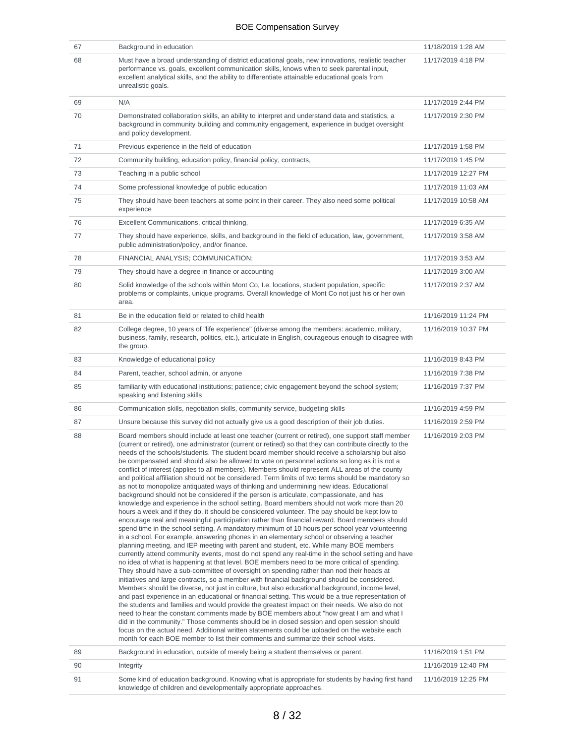| | | |
|---|---|---|
| 67 | Background in education | 11/18/2019 1:28 AM |
| 68 | Must have a broad understanding of district educational goals, new innovations, realistic teacher performance vs. goals, excellent communication skills, knows when to seek parental input, excellent analytical skills, and the ability to differentiate attainable educational goals from unrealistic goals. | 11/17/2019 4:18 PM |
| 69 | N/A | 11/17/2019 2:44 PM |
| 70 | Demonstrated collaboration skills, an ability to interpret and understand data and statistics, a background in community building and community engagement, experience in budget oversight and policy development. | 11/17/2019 2:30 PM |
| 71 | Previous experience in the field of education | 11/17/2019 1:58 PM |
| 72 | Community building, education policy, financial policy, contracts, | 11/17/2019 1:45 PM |
| 73 | Teaching in a public school | 11/17/2019 12:27 PM |
| 74 | Some professional knowledge of public education | 11/17/2019 11:03 AM |
| 75 | They should have been teachers at some point in their career. They also need some political experience | 11/17/2019 10:58 AM |
| 76 | Excellent Communications, critical thinking, | 11/17/2019 6:35 AM |
| 77 | They should have experience, skills, and background in the field of education, law, government, public administration/policy, and/or finance. | 11/17/2019 3:58 AM |
| 78 | FINANCIAL ANALYSIS; COMMUNICATION; | 11/17/2019 3:53 AM |
| 79 | They should have a degree in finance or accounting | 11/17/2019 3:00 AM |
| 80 | Solid knowledge of the schools within Mont Co, I.e. locations, student population, specific problems or complaints, unique programs. Overall knowledge of Mont Co not just his or her own area. | 11/17/2019 2:37 AM |
| 81 | Be in the education field or related to child health | 11/16/2019 11:24 PM |
| 82 | College degree, 10 years of "life experience" (diverse among the members: academic, military, business, family, research, politics, etc.), articulate in English, courageous enough to disagree with the group. | 11/16/2019 10:37 PM |
| 83 | Knowledge of educational policy | 11/16/2019 8:43 PM |
| 84 | Parent, teacher, school admin, or anyone | 11/16/2019 7:38 PM |
| 85 | familiarity with educational institutions; patience; civic engagement beyond the school system; speaking and listening skills | 11/16/2019 7:37 PM |
| 86 | Communication skills, negotiation skills, community service, budgeting skills | 11/16/2019 4:59 PM |
| 87 | Unsure because this survey did not actually give us a good description of their job duties. | 11/16/2019 2:59 PM |
| 88 | Board members should include at least one teacher (current or retired), one support staff member (current or retired), one administrator (current or retired) so that they can contribute directly to the needs of the schools/students. The student board member should receive a scholarship but also be compensated and should also be allowed to vote on personnel actions so long as it is not a conflict of interest (applies to all members). Members should represent ALL areas of the county and political affiliation should not be considered. Term limits of two terms should be mandatory so as not to monopolize antiquated ways of thinking and undermining new ideas. Educational background should not be considered if the person is articulate, compassionate, and has knowledge and experience in the school setting. Board members should not work more than 20 hours a week and if they do, it should be considered volunteer. The pay should be kept low to encourage real and meaningful participation rather than financial reward. Board members should spend time in the school setting. A mandatory minimum of 10 hours per school year volunteering in a school. For example, answering phones in an elementary school or observing a teacher planning meeting, and IEP meeting with parent and student, etc. While many BOE members currently attend community events, most do not spend any real-time in the school setting and have no idea of what is happening at that level. BOE members need to be more critical of spending. They should have a sub-committee of oversight on spending rather than nod their heads at initiatives and large contracts, so a member with financial background should be considered. Members should be diverse, not just in culture, but also educational background, income level, and past experience in an educational or financial setting. This would be a true representation of the students and families and would provide the greatest impact on their needs. We also do not need to hear the constant comments made by BOE members about "how great I am and what I did in the community." Those comments should be in closed session and open session should focus on the actual need. Additional written statements could be uploaded on the website each month for each BOE member to list their comments and summarize their school visits. | 11/16/2019 2:03 PM |
| 89 | Background in education, outside of merely being a student themselves or parent. | 11/16/2019 1:51 PM |
| 90 | Integrity | 11/16/2019 12:40 PM |
| 91 | Some kind of education background. Knowing what is appropriate for students by having first hand knowledge of children and developmentally appropriate approaches. | 11/16/2019 12:25 PM |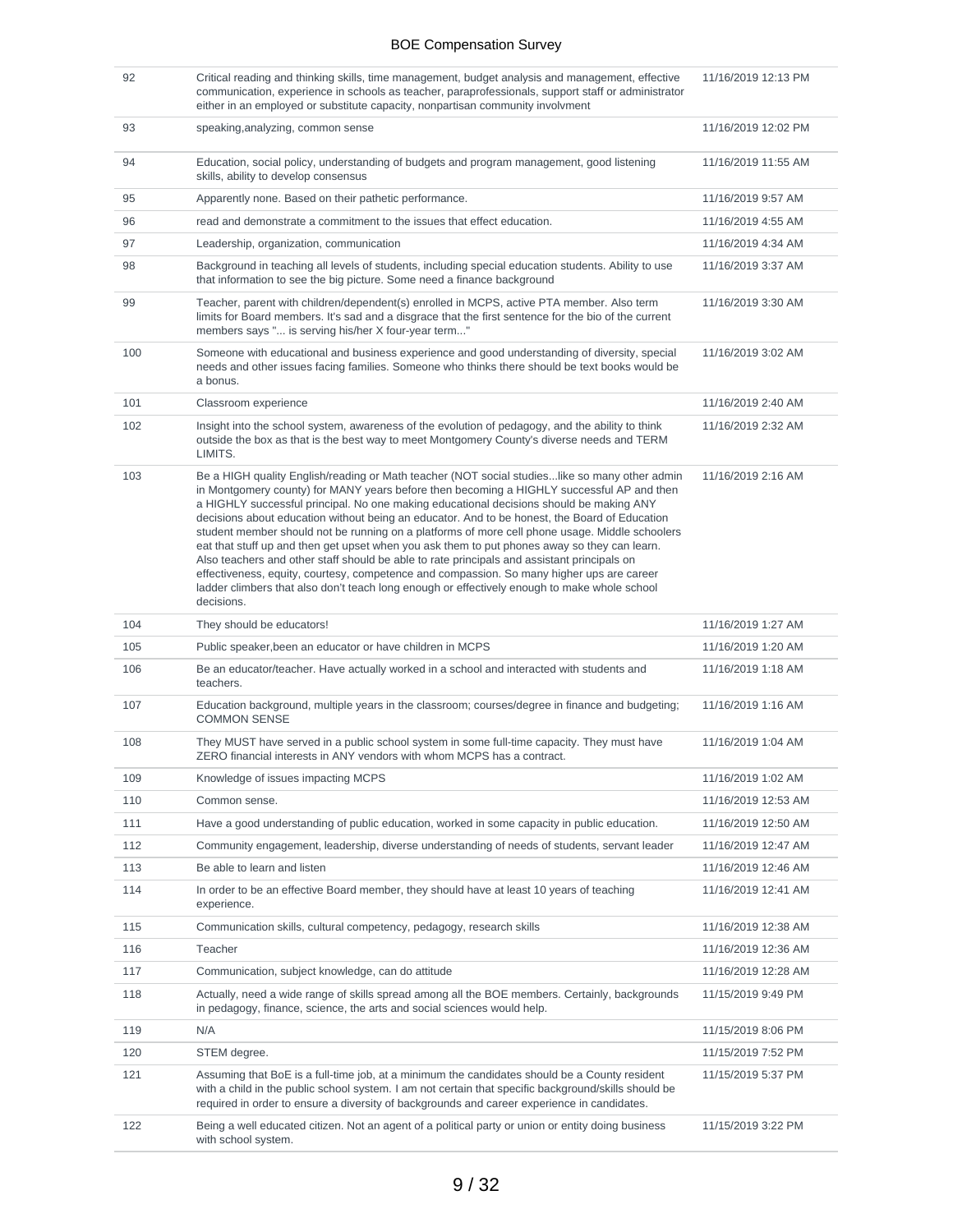| | | |
|---|---|---|
| 92 | Critical reading and thinking skills, time management, budget analysis and management, effective communication, experience in schools as teacher, paraprofessionals, support staff or administrator either in an employed or substitute capacity, nonpartisan community involvment | 11/16/2019 12:13 PM |
| 93 | speaking,analyzing, common sense | 11/16/2019 12:02 PM |
| 94 | Education, social policy, understanding of budgets and program management, good listening skills, ability to develop consensus | 11/16/2019 11:55 AM |
| 95 | Apparently none. Based on their pathetic performance. | 11/16/2019 9:57 AM |
| 96 | read and demonstrate a commitment to the issues that effect education. | 11/16/2019 4:55 AM |
| 97 | Leadership, organization, communication | 11/16/2019 4:34 AM |
| 98 | Background in teaching all levels of students, including special education students. Ability to use that information to see the big picture. Some need a finance background | 11/16/2019 3:37 AM |
| 99 | Teacher, parent with children/dependent(s) enrolled in MCPS, active PTA member. Also term limits for Board members. It's sad and a disgrace that the first sentence for the bio of the current members says "... is serving his/her X four-year term..." | 11/16/2019 3:30 AM |
| 100 | Someone with educational and business experience and good understanding of diversity, special needs and other issues facing families. Someone who thinks there should be text books would be a bonus. | 11/16/2019 3:02 AM |
| 101 | Classroom experience | 11/16/2019 2:40 AM |
| 102 | Insight into the school system, awareness of the evolution of pedagogy, and the ability to think outside the box as that is the best way to meet Montgomery County's diverse needs and TERM LIMITS. | 11/16/2019 2:32 AM |
| 103 | Be a HIGH quality English/reading or Math teacher (NOT social studies...like so many other admin in Montgomery county) for MANY years before then becoming a HIGHLY successful AP and then a HIGHLY successful principal. No one making educational decisions should be making ANY decisions about education without being an educator. And to be honest, the Board of Education student member should not be running on a platforms of more cell phone usage. Middle schoolers eat that stuff up and then get upset when you ask them to put phones away so they can learn. Also teachers and other staff should be able to rate principals and assistant principals on effectiveness, equity, courtesy, competence and compassion. So many higher ups are career ladder climbers that also don't teach long enough or effectively enough to make whole school decisions. | 11/16/2019 2:16 AM |
| 104 | They should be educators! | 11/16/2019 1:27 AM |
| 105 | Public speaker,been an educator or have children in MCPS | 11/16/2019 1:20 AM |
| 106 | Be an educator/teacher. Have actually worked in a school and interacted with students and teachers. | 11/16/2019 1:18 AM |
| 107 | Education background, multiple years in the classroom; courses/degree in finance and budgeting; COMMON SENSE | 11/16/2019 1:16 AM |
| 108 | They MUST have served in a public school system in some full-time capacity. They must have ZERO financial interests in ANY vendors with whom MCPS has a contract. | 11/16/2019 1:04 AM |
| 109 | Knowledge of issues impacting MCPS | 11/16/2019 1:02 AM |
| 110 | Common sense. | 11/16/2019 12:53 AM |
| 111 | Have a good understanding of public education, worked in some capacity in public education. | 11/16/2019 12:50 AM |
| 112 | Community engagement, leadership, diverse understanding of needs of students, servant leader | 11/16/2019 12:47 AM |
| 113 | Be able to learn and listen | 11/16/2019 12:46 AM |
| 114 | In order to be an effective Board member, they should have at least 10 years of teaching experience. | 11/16/2019 12:41 AM |
| 115 | Communication skills, cultural competency, pedagogy, research skills | 11/16/2019 12:38 AM |
| 116 | Teacher | 11/16/2019 12:36 AM |
| 117 | Communication, subject knowledge, can do attitude | 11/16/2019 12:28 AM |
| 118 | Actually, need a wide range of skills spread among all the BOE members. Certainly, backgrounds in pedagogy, finance, science, the arts and social sciences would help. | 11/15/2019 9:49 PM |
| 119 | N/A | 11/15/2019 8:06 PM |
| 120 | STEM degree. | 11/15/2019 7:52 PM |
| 121 | Assuming that BoE is a full-time job, at a minimum the candidates should be a County resident with a child in the public school system. I am not certain that specific background/skills should be required in order to ensure a diversity of backgrounds and career experience in candidates. | 11/15/2019 5:37 PM |
| 122 | Being a well educated citizen. Not an agent of a political party or union or entity doing business with school system. | 11/15/2019 3:22 PM |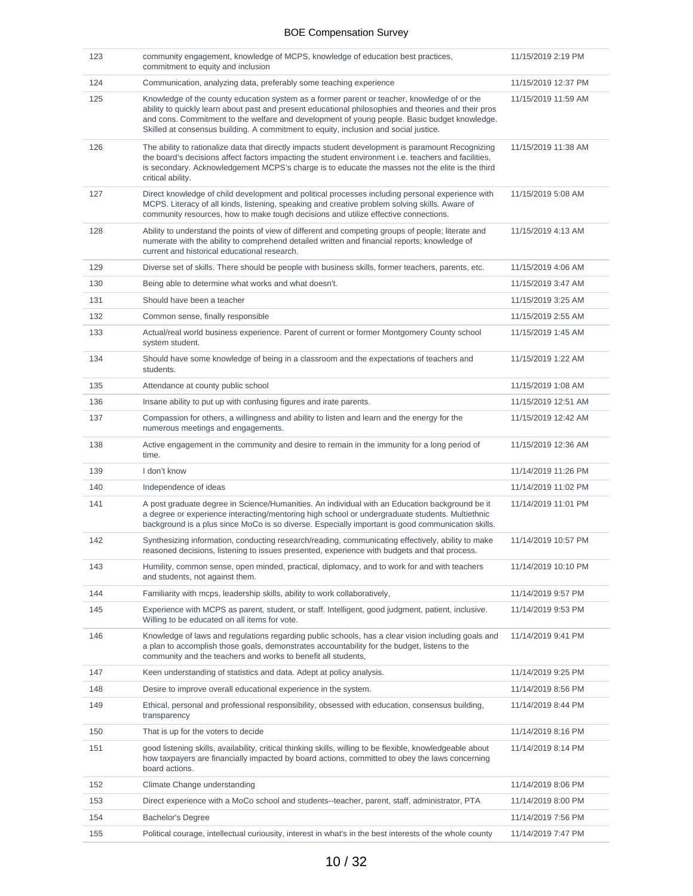| | | |
|---|---|---|
| 123 | community engagement, knowledge of MCPS, knowledge of education best practices, commitment to equity and inclusion | 11/15/2019 2:19 PM |
| 124 | Communication, analyzing data, preferably some teaching experience | 11/15/2019 12:37 PM |
| 125 | Knowledge of the county education system as a former parent or teacher, knowledge of or the ability to quickly learn about past and present educational philosophies and theories and their pros and cons. Commitment to the welfare and development of young people. Basic budget knowledge. Skilled at consensus building. A commitment to equity, inclusion and social justice. | 11/15/2019 11:59 AM |
| 126 | The ability to rationalize data that directly impacts student development is paramount Recognizing the board's decisions affect factors impacting the student environment i.e. teachers and facilities, is secondary. Acknowledgement MCPS's charge is to educate the masses not the elite is the third critical ability. | 11/15/2019 11:38 AM |
| 127 | Direct knowledge of child development and political processes including personal experience with MCPS. Literacy of all kinds, listening, speaking and creative problem solving skills. Aware of community resources, how to make tough decisions and utilize effective connections. | 11/15/2019 5:08 AM |
| 128 | Ability to understand the points of view of different and competing groups of people; literate and numerate with the ability to comprehend detailed written and financial reports; knowledge of current and historical educational research. | 11/15/2019 4:13 AM |
| 129 | Diverse set of skills. There should be people with business skills, former teachers, parents, etc. | 11/15/2019 4:06 AM |
| 130 | Being able to determine what works and what doesn't. | 11/15/2019 3:47 AM |
| 131 | Should have been a teacher | 11/15/2019 3:25 AM |
| 132 | Common sense, finally responsible | 11/15/2019 2:55 AM |
| 133 | Actual/real world business experience. Parent of current or former Montgomery County school system student. | 11/15/2019 1:45 AM |
| 134 | Should have some knowledge of being in a classroom and the expectations of teachers and students. | 11/15/2019 1:22 AM |
| 135 | Attendance at county public school | 11/15/2019 1:08 AM |
| 136 | Insane ability to put up with confusing figures and irate parents. | 11/15/2019 12:51 AM |
| 137 | Compassion for others, a willingness and ability to listen and learn and the energy for the numerous meetings and engagements. | 11/15/2019 12:42 AM |
| 138 | Active engagement in the community and desire to remain in the immunity for a long period of time. | 11/15/2019 12:36 AM |
| 139 | I don't know | 11/14/2019 11:26 PM |
| 140 | Independence of ideas | 11/14/2019 11:02 PM |
| 141 | A post graduate degree in Science/Humanities. An individual with an Education background be it a degree or experience interacting/mentoring high school or undergraduate students. Multiethnic background is a plus since MoCo is so diverse. Especially important is good communication skills. | 11/14/2019 11:01 PM |
| 142 | Synthesizing information, conducting research/reading, communicating effectively, ability to make reasoned decisions, listening to issues presented, experience with budgets and that process. | 11/14/2019 10:57 PM |
| 143 | Humility, common sense, open minded, practical, diplomacy, and to work for and with teachers and students, not against them. | 11/14/2019 10:10 PM |
| 144 | Familiarity with mcps, leadership skills, ability to work collaboratively, | 11/14/2019 9:57 PM |
| 145 | Experience with MCPS as parent, student, or staff. Intelligent, good judgment, patient, inclusive. Willing to be educated on all items for vote. | 11/14/2019 9:53 PM |
| 146 | Knowledge of laws and regulations regarding public schools, has a clear vision including goals and a plan to accomplish those goals, demonstrates accountability for the budget, listens to the community and the teachers and works to benefit all students, | 11/14/2019 9:41 PM |
| 147 | Keen understanding of statistics and data. Adept at policy analysis. | 11/14/2019 9:25 PM |
| 148 | Desire to improve overall educational experience in the system. | 11/14/2019 8:56 PM |
| 149 | Ethical, personal and professional responsibility, obsessed with education, consensus building, transparency | 11/14/2019 8:44 PM |
| 150 | That is up for the voters to decide | 11/14/2019 8:16 PM |
| 151 | good listening skills, availability, critical thinking skills, willing to be flexible, knowledgeable about how taxpayers are financially impacted by board actions, committed to obey the laws concerning board actions. | 11/14/2019 8:14 PM |
| 152 | Climate Change understanding | 11/14/2019 8:06 PM |
| 153 | Direct experience with a MoCo school and students--teacher, parent, staff, administrator, PTA | 11/14/2019 8:00 PM |
| 154 | Bachelor's Degree | 11/14/2019 7:56 PM |
| 155 | Political courage, intellectual curiousity, interest in what's in the best interests of the whole county | 11/14/2019 7:47 PM |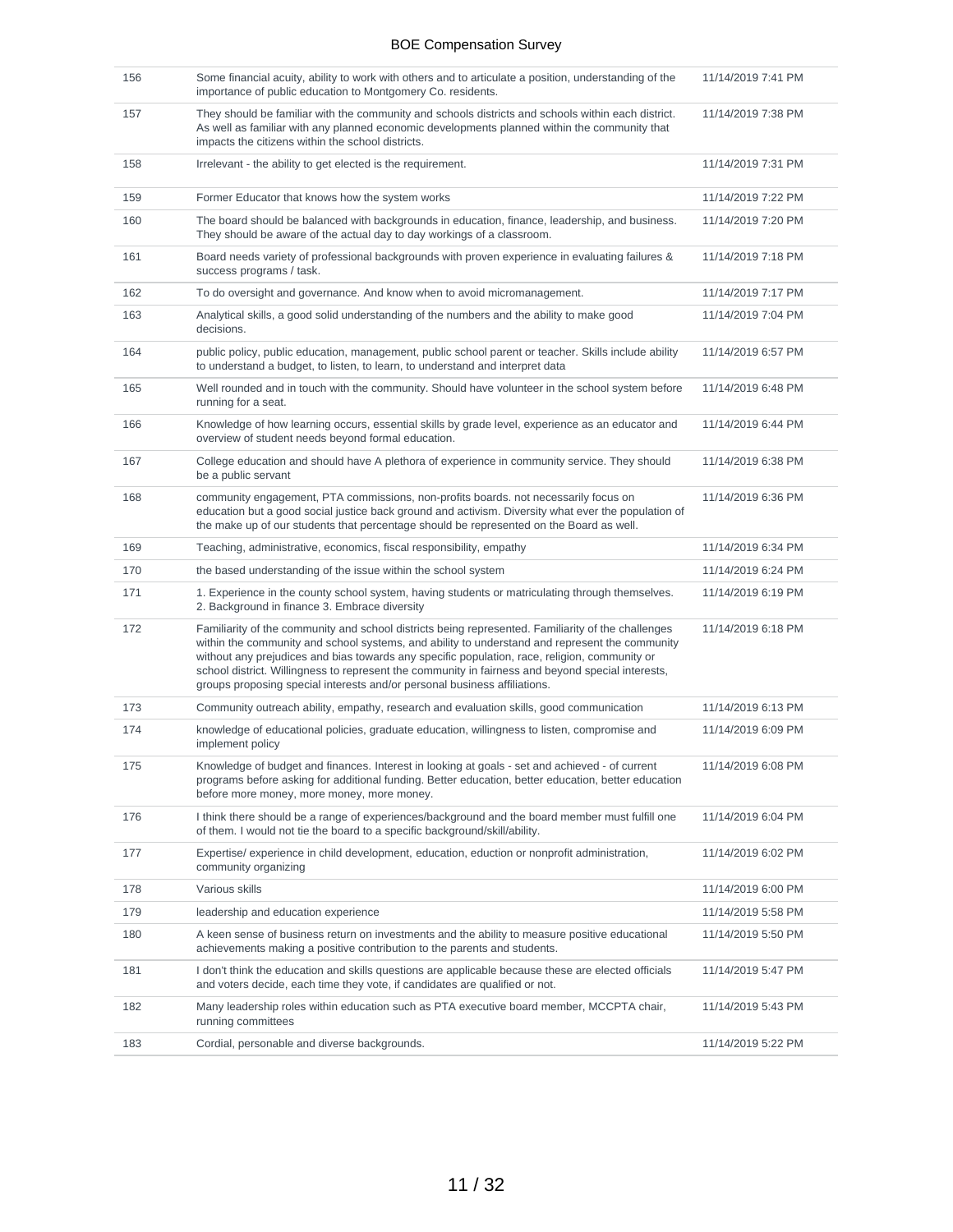| | | |
|---|---|---|
| 156 | Some financial acuity, ability to work with others and to articulate a position, understanding of the importance of public education to Montgomery Co. residents. | 11/14/2019 7:41 PM |
| 157 | They should be familiar with the community and schools districts and schools within each district. As well as familiar with any planned economic developments planned within the community that impacts the citizens within the school districts. | 11/14/2019 7:38 PM |
| 158 | Irrelevant - the ability to get elected is the requirement. | 11/14/2019 7:31 PM |
| 159 | Former Educator that knows how the system works | 11/14/2019 7:22 PM |
| 160 | The board should be balanced with backgrounds in education, finance, leadership, and business. They should be aware of the actual day to day workings of a classroom. | 11/14/2019 7:20 PM |
| 161 | Board needs variety of professional backgrounds with proven experience in evaluating failures & success programs / task. | 11/14/2019 7:18 PM |
| 162 | To do oversight and governance. And know when to avoid micromanagement. | 11/14/2019 7:17 PM |
| 163 | Analytical skills, a good solid understanding of the numbers and the ability to make good decisions. | 11/14/2019 7:04 PM |
| 164 | public policy, public education, management, public school parent or teacher. Skills include ability to understand a budget, to listen, to learn, to understand and interpret data | 11/14/2019 6:57 PM |
| 165 | Well rounded and in touch with the community. Should have volunteer in the school system before running for a seat. | 11/14/2019 6:48 PM |
| 166 | Knowledge of how learning occurs, essential skills by grade level, experience as an educator and overview of student needs beyond formal education. | 11/14/2019 6:44 PM |
| 167 | College education and should have A plethora of experience in community service. They should be a public servant | 11/14/2019 6:38 PM |
| 168 | community engagement, PTA commissions, non-profits boards. not necessarily focus on education but a good social justice back ground and activism. Diversity what ever the population of the make up of our students that percentage should be represented on the Board as well. | 11/14/2019 6:36 PM |
| 169 | Teaching, administrative, economics, fiscal responsibility, empathy | 11/14/2019 6:34 PM |
| 170 | the based understanding of the issue within the school system | 11/14/2019 6:24 PM |
| 171 | 1. Experience in the county school system, having students or matriculating through themselves. 2. Background in finance 3. Embrace diversity | 11/14/2019 6:19 PM |
| 172 | Familiarity of the community and school districts being represented. Familiarity of the challenges within the community and school systems, and ability to understand and represent the community without any prejudices and bias towards any specific population, race, religion, community or school district. Willingness to represent the community in fairness and beyond special interests, groups proposing special interests and/or personal business affiliations. | 11/14/2019 6:18 PM |
| 173 | Community outreach ability, empathy, research and evaluation skills, good communication | 11/14/2019 6:13 PM |
| 174 | knowledge of educational policies, graduate education, willingness to listen, compromise and implement policy | 11/14/2019 6:09 PM |
| 175 | Knowledge of budget and finances. Interest in looking at goals - set and achieved - of current programs before asking for additional funding. Better education, better education, better education before more money, more money, more money. | 11/14/2019 6:08 PM |
| 176 | I think there should be a range of experiences/background and the board member must fulfill one of them. I would not tie the board to a specific background/skill/ability. | 11/14/2019 6:04 PM |
| 177 | Expertise/ experience in child development, education, eduction or nonprofit administration, community organizing | 11/14/2019 6:02 PM |
| 178 | Various skills | 11/14/2019 6:00 PM |
| 179 | leadership and education experience | 11/14/2019 5:58 PM |
| 180 | A keen sense of business return on investments and the ability to measure positive educational achievements making a positive contribution to the parents and students. | 11/14/2019 5:50 PM |
| 181 | I don't think the education and skills questions are applicable because these are elected officials and voters decide, each time they vote, if candidates are qualified or not. | 11/14/2019 5:47 PM |
| 182 | Many leadership roles within education such as PTA executive board member, MCCPTA chair, running committees | 11/14/2019 5:43 PM |
| 183 | Cordial, personable and diverse backgrounds. | 11/14/2019 5:22 PM |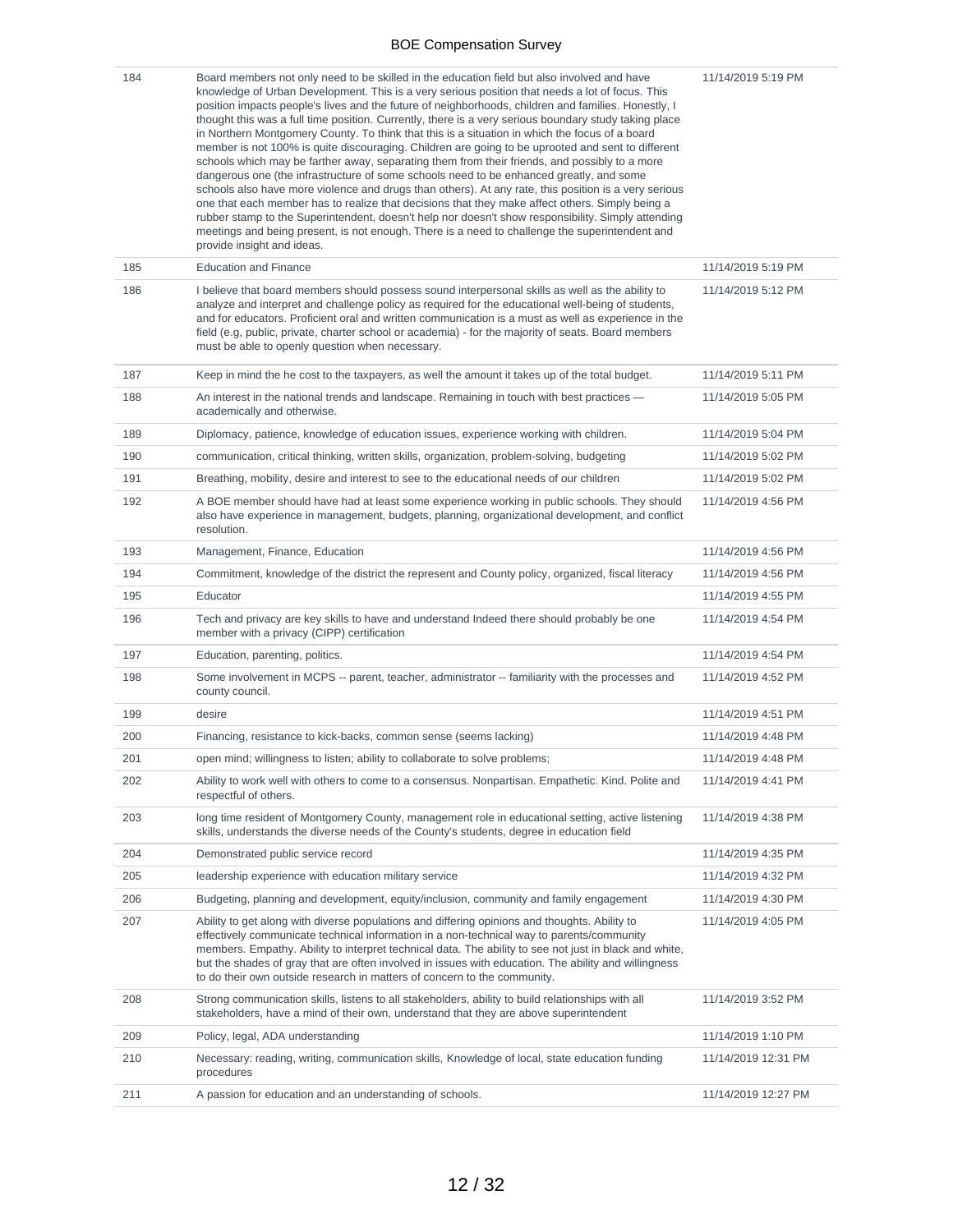| | | |
|---|---|---|
| 184 | Board members not only need to be skilled in the education field but also involved and have knowledge of Urban Development. This is a very serious position that needs a lot of focus. This position impacts people's lives and the future of neighborhoods, children and families. Honestly, I thought this was a full time position. Currently, there is a very serious boundary study taking place in Northern Montgomery County. To think that this is a situation in which the focus of a board member is not 100% is quite discouraging. Children are going to be uprooted and sent to different schools which may be farther away, separating them from their friends, and possibly to a more dangerous one (the infrastructure of some schools need to be enhanced greatly, and some schools also have more violence and drugs than others). At any rate, this position is a very serious one that each member has to realize that decisions that they make affect others. Simply being a rubber stamp to the Superintendent, doesn't help nor doesn't show responsibility. Simply attending meetings and being present, is not enough. There is a need to challenge the superintendent and provide insight and ideas. | 11/14/2019 5:19 PM |
| 185 | Education and Finance | 11/14/2019 5:19 PM |
| 186 | I believe that board members should possess sound interpersonal skills as well as the ability to analyze and interpret and challenge policy as required for the educational well-being of students, and for educators. Proficient oral and written communication is a must as well as experience in the field (e.g, public, private, charter school or academia) - for the majority of seats. Board members must be able to openly question when necessary. | 11/14/2019 5:12 PM |
| 187 | Keep in mind the he cost to the taxpayers, as well the amount it takes up of the total budget. | 11/14/2019 5:11 PM |
| 188 | An interest in the national trends and landscape. Remaining in touch with best practices — academically and otherwise. | 11/14/2019 5:05 PM |
| 189 | Diplomacy, patience, knowledge of education issues, experience working with children. | 11/14/2019 5:04 PM |
| 190 | communication, critical thinking, written skills, organization, problem-solving, budgeting | 11/14/2019 5:02 PM |
| 191 | Breathing, mobility, desire and interest to see to the educational needs of our children | 11/14/2019 5:02 PM |
| 192 | A BOE member should have had at least some experience working in public schools. They should also have experience in management, budgets, planning, organizational development, and conflict resolution. | 11/14/2019 4:56 PM |
| 193 | Management, Finance, Education | 11/14/2019 4:56 PM |
| 194 | Commitment, knowledge of the district the represent and County policy, organized, fiscal literacy | 11/14/2019 4:56 PM |
| 195 | Educator | 11/14/2019 4:55 PM |
| 196 | Tech and privacy are key skills to have and understand Indeed there should probably be one member with a privacy (CIPP) certification | 11/14/2019 4:54 PM |
| 197 | Education, parenting, politics. | 11/14/2019 4:54 PM |
| 198 | Some involvement in MCPS -- parent, teacher, administrator -- familiarity with the processes and county council. | 11/14/2019 4:52 PM |
| 199 | desire | 11/14/2019 4:51 PM |
| 200 | Financing, resistance to kick-backs, common sense (seems lacking) | 11/14/2019 4:48 PM |
| 201 | open mind; willingness to listen; ability to collaborate to solve problems; | 11/14/2019 4:48 PM |
| 202 | Ability to work well with others to come to a consensus. Nonpartisan. Empathetic. Kind. Polite and respectful of others. | 11/14/2019 4:41 PM |
| 203 | long time resident of Montgomery County, management role in educational setting, active listening skills, understands the diverse needs of the County's students, degree in education field | 11/14/2019 4:38 PM |
| 204 | Demonstrated public service record | 11/14/2019 4:35 PM |
| 205 | leadership experience with education military service | 11/14/2019 4:32 PM |
| 206 | Budgeting, planning and development, equity/inclusion, community and family engagement | 11/14/2019 4:30 PM |
| 207 | Ability to get along with diverse populations and differing opinions and thoughts. Ability to effectively communicate technical information in a non-technical way to parents/community members. Empathy. Ability to interpret technical data. The ability to see not just in black and white, but the shades of gray that are often involved in issues with education. The ability and willingness to do their own outside research in matters of concern to the community. | 11/14/2019 4:05 PM |
| 208 | Strong communication skills, listens to all stakeholders, ability to build relationships with all stakeholders, have a mind of their own, understand that they are above superintendent | 11/14/2019 3:52 PM |
| 209 | Policy, legal, ADA understanding | 11/14/2019 1:10 PM |
| 210 | Necessary: reading, writing, communication skills, Knowledge of local, state education funding procedures | 11/14/2019 12:31 PM |
| 211 | A passion for education and an understanding of schools. | 11/14/2019 12:27 PM |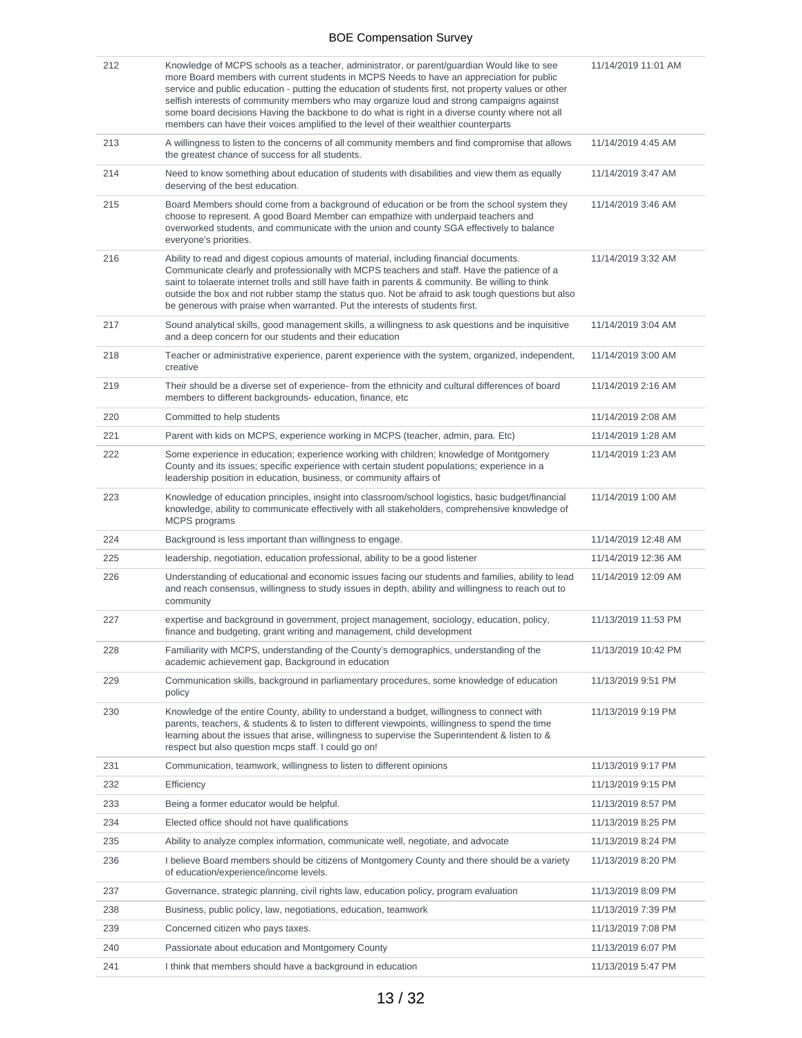| | | |
|---|---|---|
| 212 | Knowledge of MCPS schools as a teacher, administrator, or parent/guardian Would like to see more Board members with current students in MCPS Needs to have an appreciation for public service and public education - putting the education of students first, not property values or other selfish interests of community members who may organize loud and strong campaigns against some board decisions Having the backbone to do what is right in a diverse county where not all members can have their voices amplified to the level of their wealthier counterparts | 11/14/2019 11:01 AM |
| 213 | A willingness to listen to the concerns of all community members and find compromise that allows the greatest chance of success for all students. | 11/14/2019 4:45 AM |
| 214 | Need to know something about education of students with disabilities and view them as equally deserving of the best education. | 11/14/2019 3:47 AM |
| 215 | Board Members should come from a background of education or be from the school system they choose to represent. A good Board Member can empathize with underpaid teachers and overworked students, and communicate with the union and county SGA effectively to balance everyone's priorities. | 11/14/2019 3:46 AM |
| 216 | Ability to read and digest copious amounts of material, including financial documents. Communicate clearly and professionally with MCPS teachers and staff. Have the patience of a saint to tolaerate internet trolls and still have faith in parents & community. Be willing to think outside the box and not rubber stamp the status quo. Not be afraid to ask tough questions but also be generous with praise when warranted. Put the interests of students first. | 11/14/2019 3:32 AM |
| 217 | Sound analytical skills, good management skills, a willingness to ask questions and be inquisitive and a deep concern for our students and their education | 11/14/2019 3:04 AM |
| 218 | Teacher or administrative experience, parent experience with the system, organized, independent, creative | 11/14/2019 3:00 AM |
| 219 | Their should be a diverse set of experience- from the ethnicity and cultural differences of board members to different backgrounds- education, finance, etc | 11/14/2019 2:16 AM |
| 220 | Committed to help students | 11/14/2019 2:08 AM |
| 221 | Parent with kids on MCPS, experience working in MCPS (teacher, admin, para. Etc) | 11/14/2019 1:28 AM |
| 222 | Some experience in education; experience working with children; knowledge of Montgomery County and its issues; specific experience with certain student populations; experience in a leadership position in education, business, or community affairs of | 11/14/2019 1:23 AM |
| 223 | Knowledge of education principles, insight into classroom/school logistics, basic budget/financial knowledge, ability to communicate effectively with all stakeholders, comprehensive knowledge of MCPS programs | 11/14/2019 1:00 AM |
| 224 | Background is less important than willingness to engage. | 11/14/2019 12:48 AM |
| 225 | leadership, negotiation, education professional, ability to be a good listener | 11/14/2019 12:36 AM |
| 226 | Understanding of educational and economic issues facing our students and families, ability to lead and reach consensus, willingness to study issues in depth, ability and willingness to reach out to community | 11/14/2019 12:09 AM |
| 227 | expertise and background in government, project management, sociology, education, policy, finance and budgeting, grant writing and management, child development | 11/13/2019 11:53 PM |
| 228 | Familiarity with MCPS, understanding of the County's demographics, understanding of the academic achievement gap, Background in education | 11/13/2019 10:42 PM |
| 229 | Communication skills, background in parliamentary procedures, some knowledge of education policy | 11/13/2019 9:51 PM |
| 230 | Knowledge of the entire County, ability to understand a budget, willingness to connect with parents, teachers, & students & to listen to different viewpoints, willingness to spend the time learning about the issues that arise, willingness to supervise the Superintendent & listen to & respect but also question mcps staff. I could go on! | 11/13/2019 9:19 PM |
| 231 | Communication, teamwork, willingness to listen to different opinions | 11/13/2019 9:17 PM |
| 232 | Efficiency | 11/13/2019 9:15 PM |
| 233 | Being a former educator would be helpful. | 11/13/2019 8:57 PM |
| 234 | Elected office should not have qualifications | 11/13/2019 8:25 PM |
| 235 | Ability to analyze complex information, communicate well, negotiate, and advocate | 11/13/2019 8:24 PM |
| 236 | I believe Board members should be citizens of Montgomery County and there should be a variety of education/experience/income levels. | 11/13/2019 8:20 PM |
| 237 | Governance, strategic planning, civil rights law, education policy, program evaluation | 11/13/2019 8:09 PM |
| 238 | Business, public policy, law, negotiations, education, teamwork | 11/13/2019 7:39 PM |
| 239 | Concerned citizen who pays taxes. | 11/13/2019 7:08 PM |
| 240 | Passionate about education and Montgomery County | 11/13/2019 6:07 PM |
| 241 | I think that members should have a background in education | 11/13/2019 5:47 PM |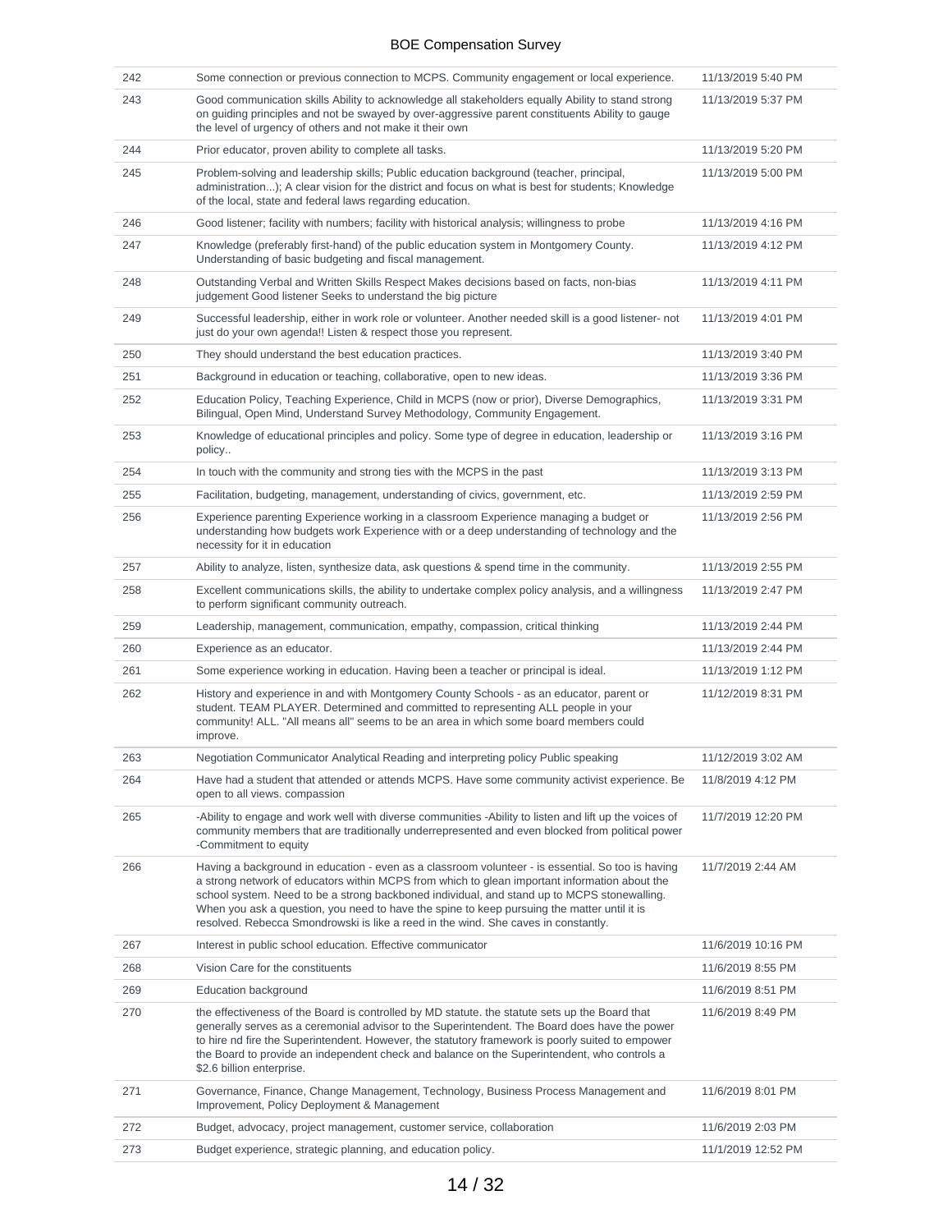| | | |
|---|---|---|
| 242 | Some connection or previous connection to MCPS. Community engagement or local experience. | 11/13/2019 5:40 PM |
| 243 | Good communication skills Ability to acknowledge all stakeholders equally Ability to stand strong on guiding principles and not be swayed by over-aggressive parent constituents Ability to gauge the level of urgency of others and not make it their own | 11/13/2019 5:37 PM |
| 244 | Prior educator, proven ability to complete all tasks. | 11/13/2019 5:20 PM |
| 245 | Problem-solving and leadership skills; Public education background (teacher, principal, administration...); A clear vision for the district and focus on what is best for students; Knowledge of the local, state and federal laws regarding education. | 11/13/2019 5:00 PM |
| 246 | Good listener; facility with numbers; facility with historical analysis; willingness to probe | 11/13/2019 4:16 PM |
| 247 | Knowledge (preferably first-hand) of the public education system in Montgomery County. Understanding of basic budgeting and fiscal management. | 11/13/2019 4:12 PM |
| 248 | Outstanding Verbal and Written Skills Respect Makes decisions based on facts, non-bias judgement Good listener Seeks to understand the big picture | 11/13/2019 4:11 PM |
| 249 | Successful leadership, either in work role or volunteer. Another needed skill is a good listener- not just do your own agenda!! Listen & respect those you represent. | 11/13/2019 4:01 PM |
| 250 | They should understand the best education practices. | 11/13/2019 3:40 PM |
| 251 | Background in education or teaching, collaborative, open to new ideas. | 11/13/2019 3:36 PM |
| 252 | Education Policy, Teaching Experience, Child in MCPS (now or prior), Diverse Demographics, Bilingual, Open Mind, Understand Survey Methodology, Community Engagement. | 11/13/2019 3:31 PM |
| 253 | Knowledge of educational principles and policy. Some type of degree in education, leadership or policy.. | 11/13/2019 3:16 PM |
| 254 | In touch with the community and strong ties with the MCPS in the past | 11/13/2019 3:13 PM |
| 255 | Facilitation, budgeting, management, understanding of civics, government, etc. | 11/13/2019 2:59 PM |
| 256 | Experience parenting Experience working in a classroom Experience managing a budget or understanding how budgets work Experience with or a deep understanding of technology and the necessity for it in education | 11/13/2019 2:56 PM |
| 257 | Ability to analyze, listen, synthesize data, ask questions & spend time in the community. | 11/13/2019 2:55 PM |
| 258 | Excellent communications skills, the ability to undertake complex policy analysis, and a willingness to perform significant community outreach. | 11/13/2019 2:47 PM |
| 259 | Leadership, management, communication, empathy, compassion, critical thinking | 11/13/2019 2:44 PM |
| 260 | Experience as an educator. | 11/13/2019 2:44 PM |
| 261 | Some experience working in education. Having been a teacher or principal is ideal. | 11/13/2019 1:12 PM |
| 262 | History and experience in and with Montgomery County Schools - as an educator, parent or student. TEAM PLAYER. Determined and committed to representing ALL people in your community! ALL. "All means all" seems to be an area in which some board members could improve. | 11/12/2019 8:31 PM |
| 263 | Negotiation Communicator Analytical Reading and interpreting policy Public speaking | 11/12/2019 3:02 AM |
| 264 | Have had a student that attended or attends MCPS. Have some community activist experience. Be open to all views. compassion | 11/8/2019 4:12 PM |
| 265 | -Ability to engage and work well with diverse communities -Ability to listen and lift up the voices of community members that are traditionally underrepresented and even blocked from political power -Commitment to equity | 11/7/2019 12:20 PM |
| 266 | Having a background in education - even as a classroom volunteer - is essential. So too is having a strong network of educators within MCPS from which to glean important information about the school system. Need to be a strong backboned individual, and stand up to MCPS stonewalling. When you ask a question, you need to have the spine to keep pursuing the matter until it is resolved. Rebecca Smondrowski is like a reed in the wind. She caves in constantly. | 11/7/2019 2:44 AM |
| 267 | Interest in public school education. Effective communicator | 11/6/2019 10:16 PM |
| 268 | Vision Care for the constituents | 11/6/2019 8:55 PM |
| 269 | Education background | 11/6/2019 8:51 PM |
| 270 | the effectiveness of the Board is controlled by MD statute. the statute sets up the Board that generally serves as a ceremonial advisor to the Superintendent. The Board does have the power to hire nd fire the Superintendent. However, the statutory framework is poorly suited to empower the Board to provide an independent check and balance on the Superintendent, who controls a $2.6 billion enterprise. | 11/6/2019 8:49 PM |
| 271 | Governance, Finance, Change Management, Technology, Business Process Management and Improvement, Policy Deployment & Management | 11/6/2019 8:01 PM |
| 272 | Budget, advocacy, project management, customer service, collaboration | 11/6/2019 2:03 PM |
| 273 | Budget experience, strategic planning, and education policy. | 11/1/2019 12:52 PM |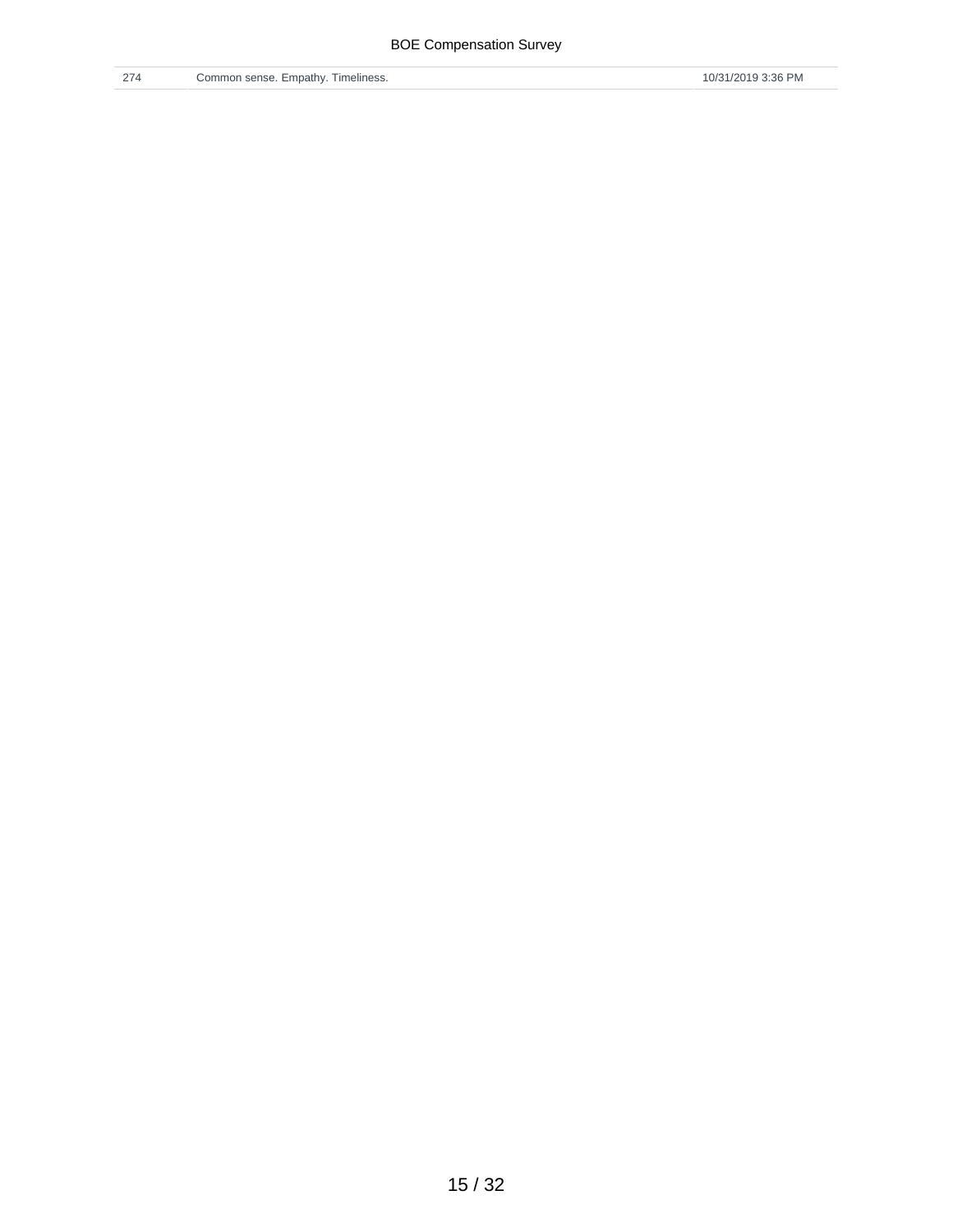| 274 | Common sense. Empathy. Timeliness. | 10/31/2019 3:36 PM |
|---|---|---|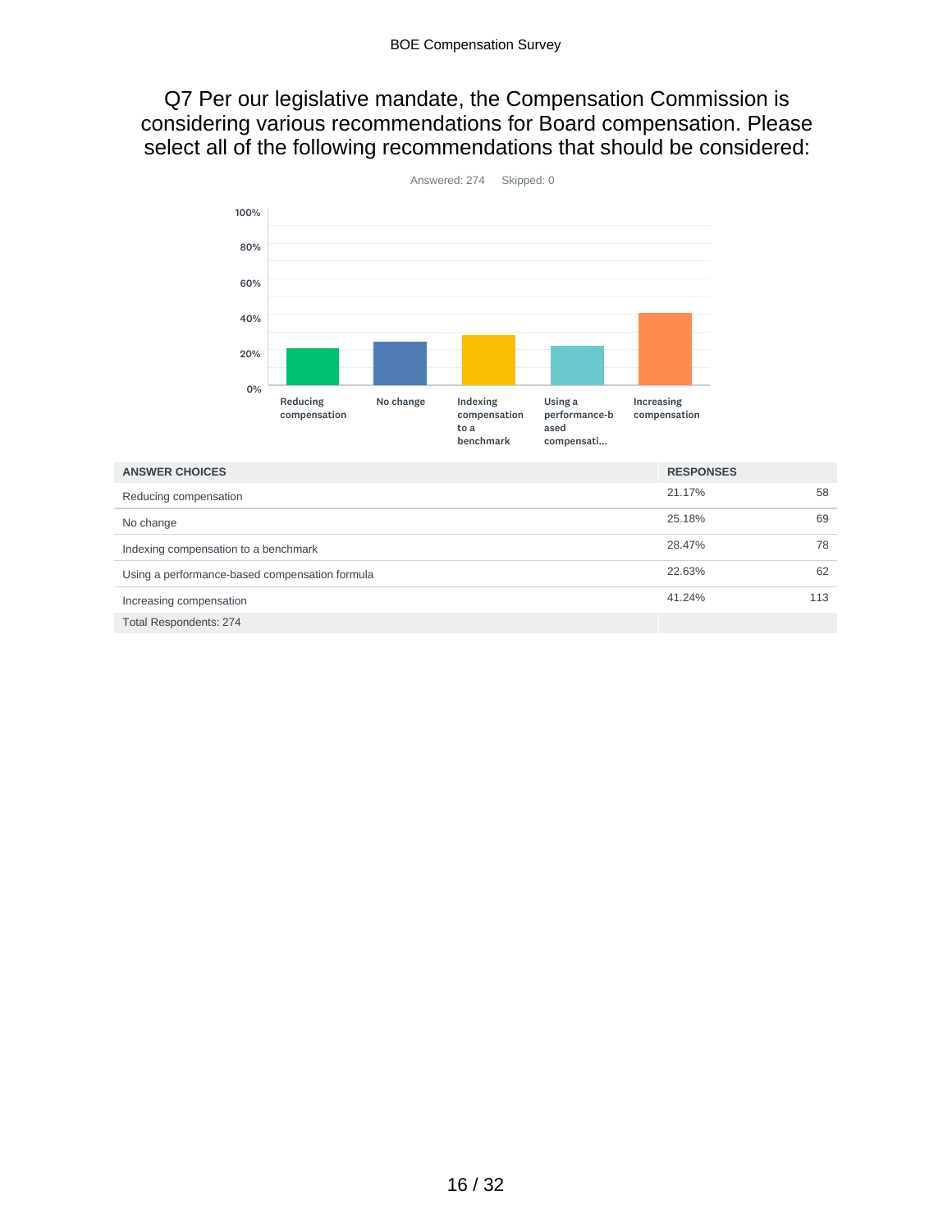## Q7 Per our legislative mandate, the Compensation Commission is considering various recommendations for Board compensation. Please select all of the following recommendations that should be considered:

Answered: 274 Skipped: 0

| ANSWER CHOICES | RESPONSES | |
|---|---|---|
| Reducing compensation | 21.17% | 58 |
| No change | 25.18% | 69 |
| Indexing compensation to a benchmark | 28.47% | 78 |
| Using a performance-based compensation formula | 22.63% | 62 |
| Increasing compensation | 41.24% | 113 |
| Total Respondents: 274 | | |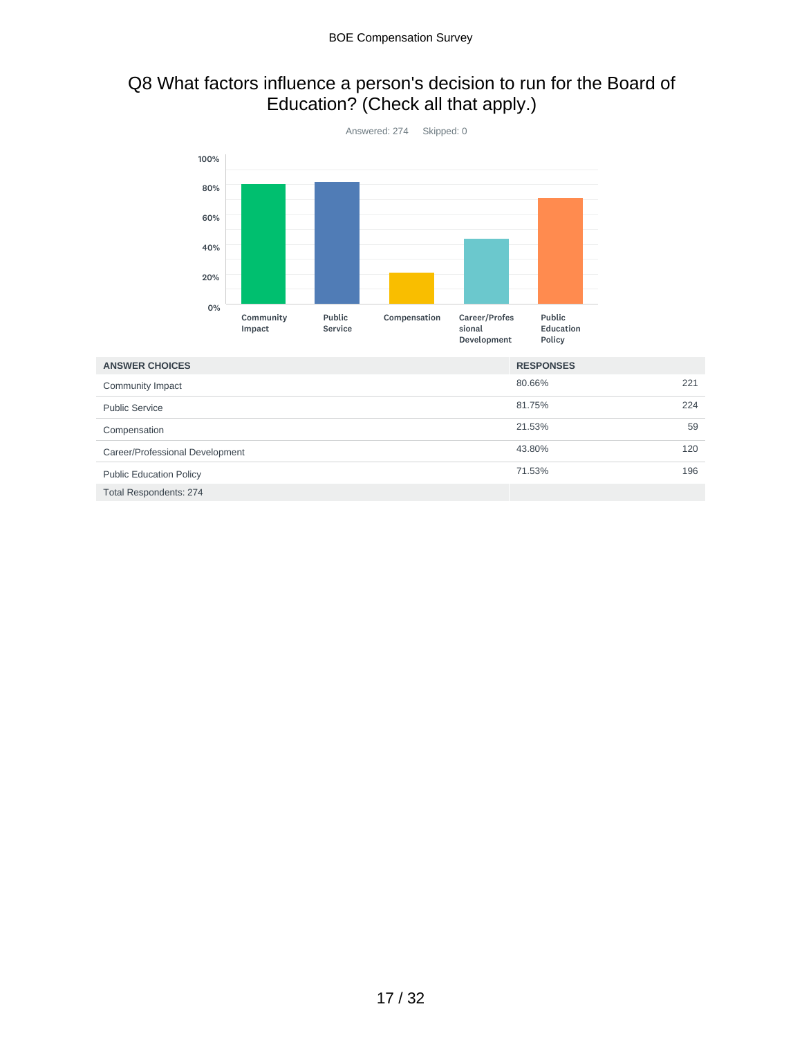# Q8 What factors influence a person's decision to run for the Board of Education? (Check all that apply.)

Answered: 274 Skipped: 0

| ANSWER CHOICES | RESPONSES | |
|---|---|---|
| Community Impact | 80.66% | 221 |
| Public Service | 81.75% | 224 |
| Compensation | 21.53% | 59 |
| Career/Professional Development | 43.80% | 120 |
| Public Education Policy | 71.53% | 196 |
| Total Respondents: 274 | | |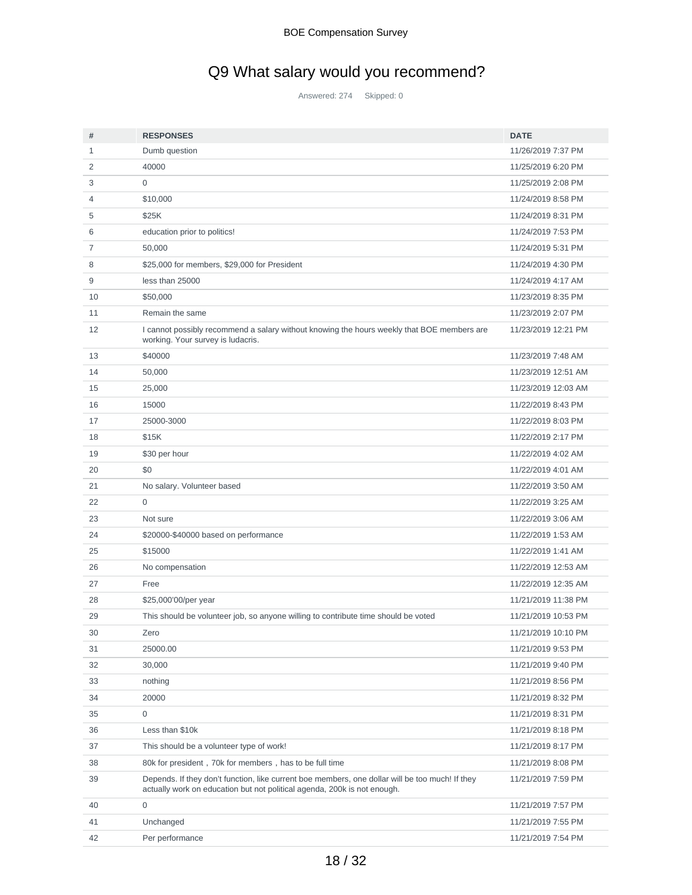# Q9 What salary would you recommend?

Answered: 274 Skipped: 0

| # | RESPONSES | DATE |
|---|---|---|
| 1 | Dumb question | 11/26/2019 7:37 PM |
| 2 | 40000 | 11/25/2019 6:20 PM |
| 3 | 0 | 11/25/2019 2:08 PM |
| 4 | $10,000 | 11/24/2019 8:58 PM |
| 5 | $25K | 11/24/2019 8:31 PM |
| 6 | education prior to politics! | 11/24/2019 7:53 PM |
| 7 | 50,000 | 11/24/2019 5:31 PM |
| 8 | $25,000 for members, $29,000 for President | 11/24/2019 4:30 PM |
| 9 | less than 25000 | 11/24/2019 4:17 AM |
| 10 | $50,000 | 11/23/2019 8:35 PM |
| 11 | Remain the same | 11/23/2019 2:07 PM |
| 12 | I cannot possibly recommend a salary without knowing the hours weekly that BOE members are working. Your survey is ludacris. | 11/23/2019 12:21 PM |
| 13 | $40000 | 11/23/2019 7:48 AM |
| 14 | 50,000 | 11/23/2019 12:51 AM |
| 15 | 25,000 | 11/23/2019 12:03 AM |
| 16 | 15000 | 11/22/2019 8:43 PM |
| 17 | 25000-3000 | 11/22/2019 8:03 PM |
| 18 | $15K | 11/22/2019 2:17 PM |
| 19 | $30 per hour | 11/22/2019 4:02 AM |
| 20 | $0 | 11/22/2019 4:01 AM |
| 21 | No salary. Volunteer based | 11/22/2019 3:50 AM |
| 22 | 0 | 11/22/2019 3:25 AM |
| 23 | Not sure | 11/22/2019 3:06 AM |
| 24 | $20000-$40000 based on performance | 11/22/2019 1:53 AM |
| 25 | $15000 | 11/22/2019 1:41 AM |
| 26 | No compensation | 11/22/2019 12:53 AM |
| 27 | Free | 11/22/2019 12:35 AM |
| 28 | $25,000'00/per year | 11/21/2019 11:38 PM |
| 29 | This should be volunteer job, so anyone willing to contribute time should be voted | 11/21/2019 10:53 PM |
| 30 | Zero | 11/21/2019 10:10 PM |
| 31 | 25000.00 | 11/21/2019 9:53 PM |
| 32 | 30,000 | 11/21/2019 9:40 PM |
| 33 | nothing | 11/21/2019 8:56 PM |
| 34 | 20000 | 11/21/2019 8:32 PM |
| 35 | 0 | 11/21/2019 8:31 PM |
| 36 | Less than $10k | 11/21/2019 8:18 PM |
| 37 | This should be a volunteer type of work! | 11/21/2019 8:17 PM |
| 38 | 80k for president，70k for members，has to be full time | 11/21/2019 8:08 PM |
| 39 | Depends. If they don't function, like current boe members, one dollar will be too much! If they actually work on education but not political agenda, 200k is not enough. | 11/21/2019 7:59 PM |
| 40 | 0 | 11/21/2019 7:57 PM |
| 41 | Unchanged | 11/21/2019 7:55 PM |
| 42 | Per performance | 11/21/2019 7:54 PM |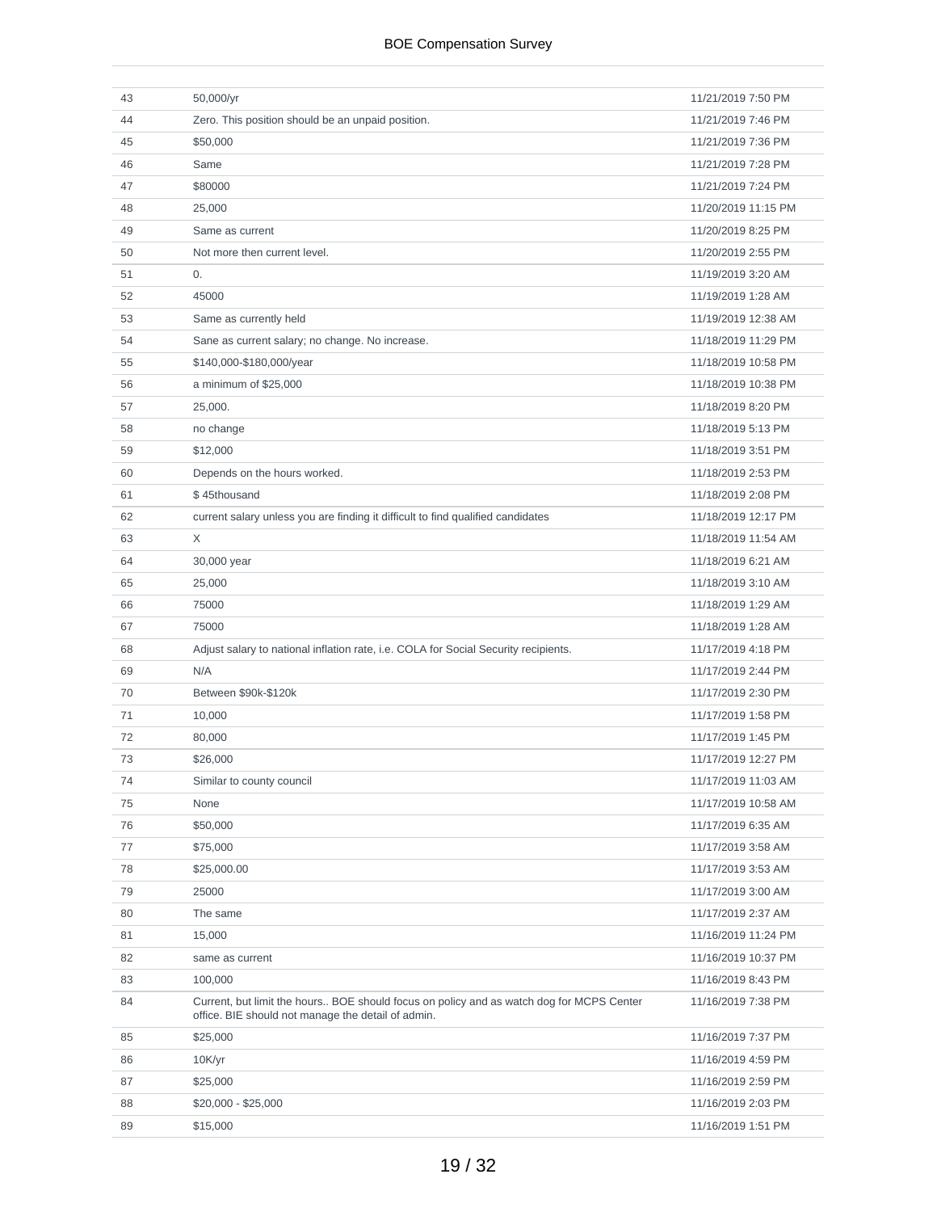| | | |
|---|---|---|
| 43 | 50,000/yr | 11/21/2019 7:50 PM |
| 44 | Zero. This position should be an unpaid position. | 11/21/2019 7:46 PM |
| 45 | $50,000 | 11/21/2019 7:36 PM |
| 46 | Same | 11/21/2019 7:28 PM |
| 47 | $80000 | 11/21/2019 7:24 PM |
| 48 | 25,000 | 11/20/2019 11:15 PM |
| 49 | Same as current | 11/20/2019 8:25 PM |
| 50 | Not more then current level. | 11/20/2019 2:55 PM |
| 51 | 0. | 11/19/2019 3:20 AM |
| 52 | 45000 | 11/19/2019 1:28 AM |
| 53 | Same as currently held | 11/19/2019 12:38 AM |
| 54 | Sane as current salary; no change. No increase. | 11/18/2019 11:29 PM |
| 55 | $140,000-$180,000/year | 11/18/2019 10:58 PM |
| 56 | a minimum of $25,000 | 11/18/2019 10:38 PM |
| 57 | 25,000. | 11/18/2019 8:20 PM |
| 58 | no change | 11/18/2019 5:13 PM |
| 59 | $12,000 | 11/18/2019 3:51 PM |
| 60 | Depends on the hours worked. | 11/18/2019 2:53 PM |
| 61 | $ 45thousand | 11/18/2019 2:08 PM |
| 62 | current salary unless you are finding it difficult to find qualified candidates | 11/18/2019 12:17 PM |
| 63 | X | 11/18/2019 11:54 AM |
| 64 | 30,000 year | 11/18/2019 6:21 AM |
| 65 | 25,000 | 11/18/2019 3:10 AM |
| 66 | 75000 | 11/18/2019 1:29 AM |
| 67 | 75000 | 11/18/2019 1:28 AM |
| 68 | Adjust salary to national inflation rate, i.e. COLA for Social Security recipients. | 11/17/2019 4:18 PM |
| 69 | N/A | 11/17/2019 2:44 PM |
| 70 | Between $90k-$120k | 11/17/2019 2:30 PM |
| 71 | 10,000 | 11/17/2019 1:58 PM |
| 72 | 80,000 | 11/17/2019 1:45 PM |
| 73 | $26,000 | 11/17/2019 12:27 PM |
| 74 | Similar to county council | 11/17/2019 11:03 AM |
| 75 | None | 11/17/2019 10:58 AM |
| 76 | $50,000 | 11/17/2019 6:35 AM |
| 77 | $75,000 | 11/17/2019 3:58 AM |
| 78 | $25,000.00 | 11/17/2019 3:53 AM |
| 79 | 25000 | 11/17/2019 3:00 AM |
| 80 | The same | 11/17/2019 2:37 AM |
| 81 | 15,000 | 11/16/2019 11:24 PM |
| 82 | same as current | 11/16/2019 10:37 PM |
| 83 | 100,000 | 11/16/2019 8:43 PM |
| 84 | Current, but limit the hours.. BOE should focus on policy and as watch dog for MCPS Center office. BIE should not manage the detail of admin. | 11/16/2019 7:38 PM |
| 85 | $25,000 | 11/16/2019 7:37 PM |
| 86 | 10K/yr | 11/16/2019 4:59 PM |
| 87 | $25,000 | 11/16/2019 2:59 PM |
| 88 | $20,000 - $25,000 | 11/16/2019 2:03 PM |
| 89 | $15,000 | 11/16/2019 1:51 PM |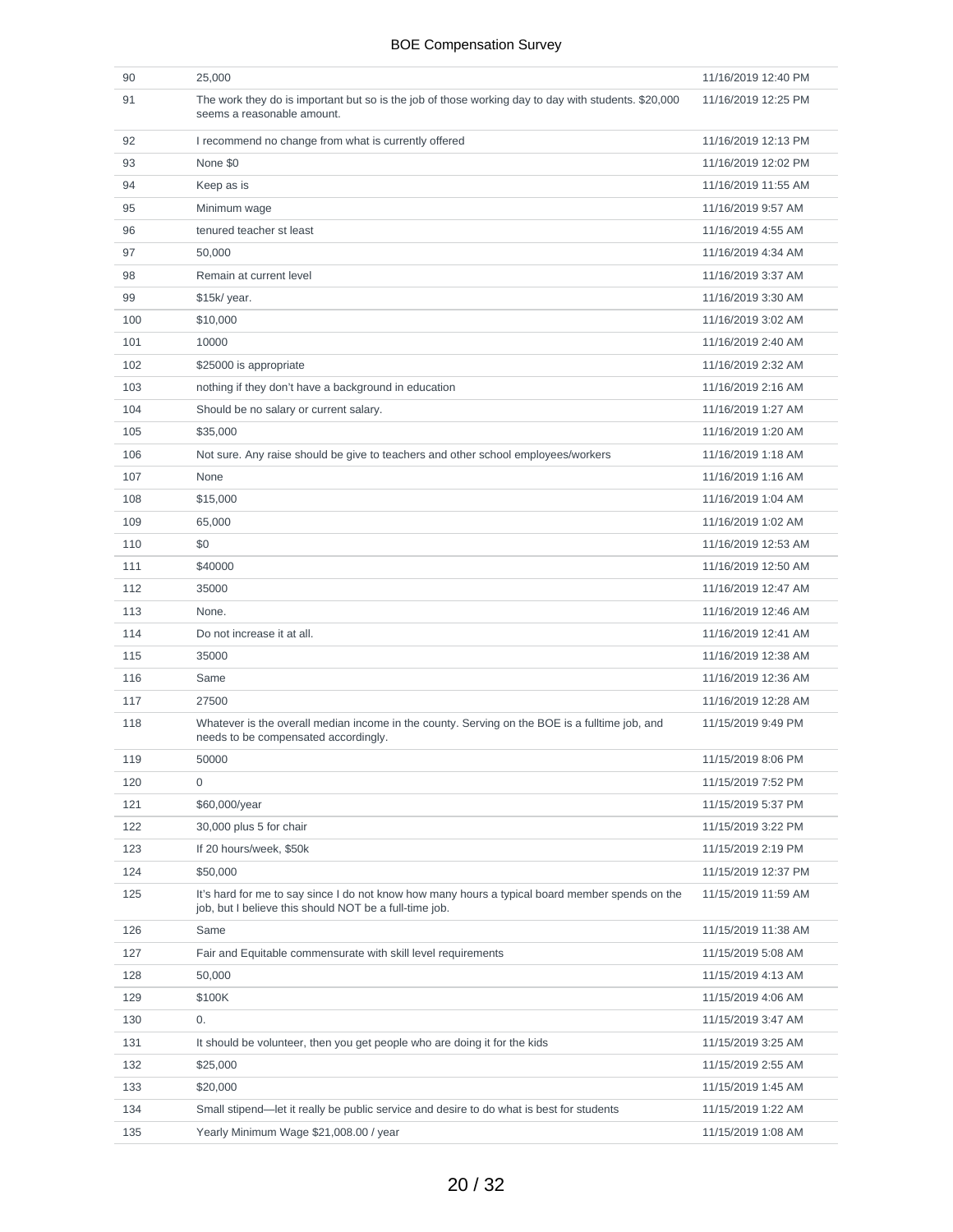| | | |
|---|---|---|
| 90 | 25,000 | 11/16/2019 12:40 PM |
| 91 | The work they do is important but so is the job of those working day to day with students. $20,000 seems a reasonable amount. | 11/16/2019 12:25 PM |
| 92 | I recommend no change from what is currently offered | 11/16/2019 12:13 PM |
| 93 | None $0 | 11/16/2019 12:02 PM |
| 94 | Keep as is | 11/16/2019 11:55 AM |
| 95 | Minimum wage | 11/16/2019 9:57 AM |
| 96 | tenured teacher st least | 11/16/2019 4:55 AM |
| 97 | 50,000 | 11/16/2019 4:34 AM |
| 98 | Remain at current level | 11/16/2019 3:37 AM |
| 99 | $15k/ year. | 11/16/2019 3:30 AM |
| 100 | $10,000 | 11/16/2019 3:02 AM |
| 101 | 10000 | 11/16/2019 2:40 AM |
| 102 | $25000 is appropriate | 11/16/2019 2:32 AM |
| 103 | nothing if they don't have a background in education | 11/16/2019 2:16 AM |
| 104 | Should be no salary or current salary. | 11/16/2019 1:27 AM |
| 105 | $35,000 | 11/16/2019 1:20 AM |
| 106 | Not sure. Any raise should be give to teachers and other school employees/workers | 11/16/2019 1:18 AM |
| 107 | None | 11/16/2019 1:16 AM |
| 108 | $15,000 | 11/16/2019 1:04 AM |
| 109 | 65,000 | 11/16/2019 1:02 AM |
| 110 | $0 | 11/16/2019 12:53 AM |
| 111 | $40000 | 11/16/2019 12:50 AM |
| 112 | 35000 | 11/16/2019 12:47 AM |
| 113 | None. | 11/16/2019 12:46 AM |
| 114 | Do not increase it at all. | 11/16/2019 12:41 AM |
| 115 | 35000 | 11/16/2019 12:38 AM |
| 116 | Same | 11/16/2019 12:36 AM |
| 117 | 27500 | 11/16/2019 12:28 AM |
| 118 | Whatever is the overall median income in the county. Serving on the BOE is a fulltime job, and needs to be compensated accordingly. | 11/15/2019 9:49 PM |
| 119 | 50000 | 11/15/2019 8:06 PM |
| 120 | 0 | 11/15/2019 7:52 PM |
| 121 | $60,000/year | 11/15/2019 5:37 PM |
| 122 | 30,000 plus 5 for chair | 11/15/2019 3:22 PM |
| 123 | If 20 hours/week, $50k | 11/15/2019 2:19 PM |
| 124 | $50,000 | 11/15/2019 12:37 PM |
| 125 | It's hard for me to say since I do not know how many hours a typical board member spends on the job, but I believe this should NOT be a full-time job. | 11/15/2019 11:59 AM |
| 126 | Same | 11/15/2019 11:38 AM |
| 127 | Fair and Equitable commensurate with skill level requirements | 11/15/2019 5:08 AM |
| 128 | 50,000 | 11/15/2019 4:13 AM |
| 129 | $100K | 11/15/2019 4:06 AM |
| 130 | 0. | 11/15/2019 3:47 AM |
| 131 | It should be volunteer, then you get people who are doing it for the kids | 11/15/2019 3:25 AM |
| 132 | $25,000 | 11/15/2019 2:55 AM |
| 133 | $20,000 | 11/15/2019 1:45 AM |
| 134 | Small stipend—let it really be public service and desire to do what is best for students | 11/15/2019 1:22 AM |
| 135 | Yearly Minimum Wage $21,008.00 / year | 11/15/2019 1:08 AM |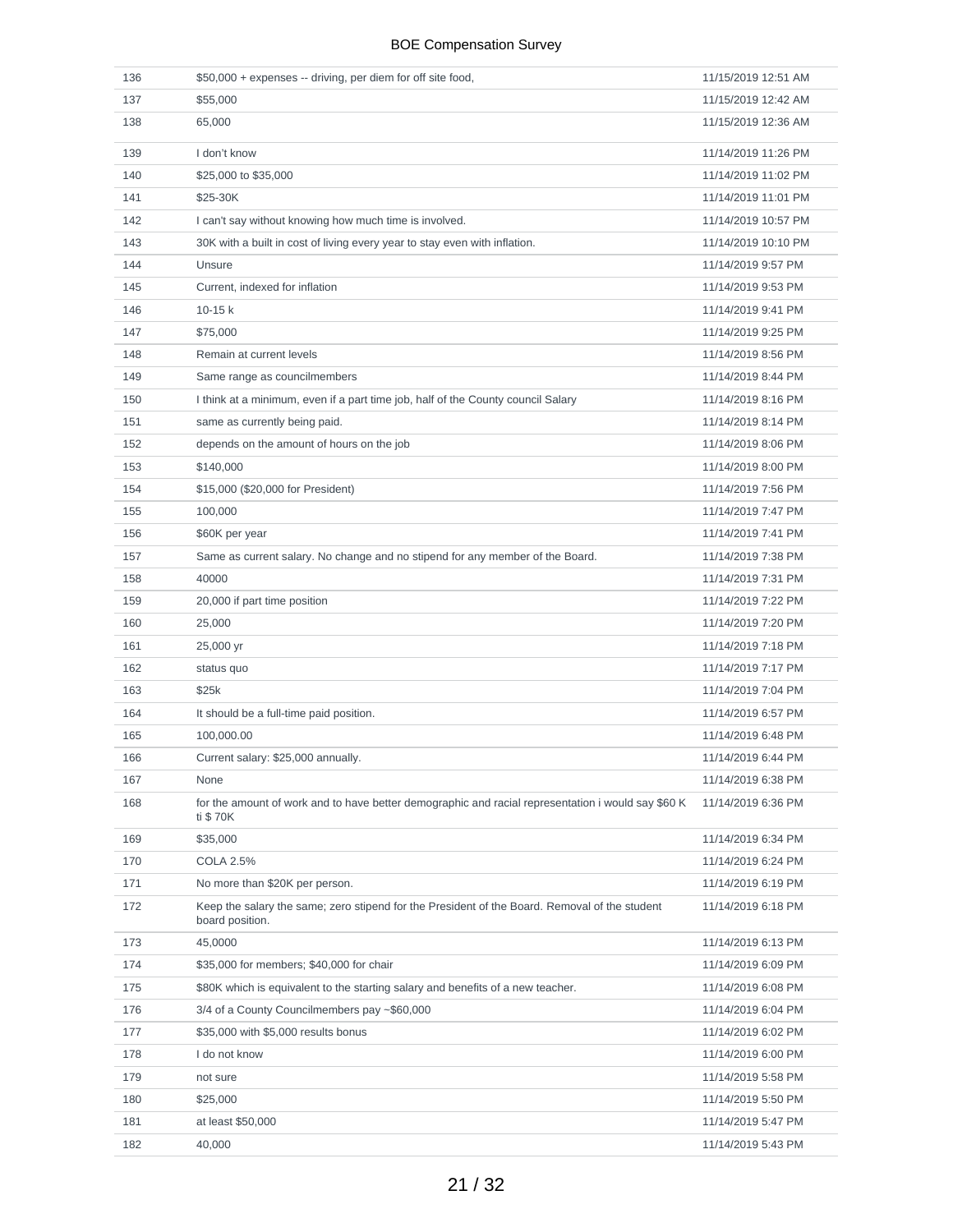| | | |
|---|---|---|
| 136 | $50,000 + expenses -- driving, per diem for off site food, | 11/15/2019 12:51 AM |
| 137 | $55,000 | 11/15/2019 12:42 AM |
| 138 | 65,000 | 11/15/2019 12:36 AM |
| 139 | I don't know | 11/14/2019 11:26 PM |
| 140 | $25,000 to $35,000 | 11/14/2019 11:02 PM |
| 141 | $25-30K | 11/14/2019 11:01 PM |
| 142 | I can't say without knowing how much time is involved. | 11/14/2019 10:57 PM |
| 143 | 30K with a built in cost of living every year to stay even with inflation. | 11/14/2019 10:10 PM |
| 144 | Unsure | 11/14/2019 9:57 PM |
| 145 | Current, indexed for inflation | 11/14/2019 9:53 PM |
| 146 | 10-15 k | 11/14/2019 9:41 PM |
| 147 | $75,000 | 11/14/2019 9:25 PM |
| 148 | Remain at current levels | 11/14/2019 8:56 PM |
| 149 | Same range as councilmembers | 11/14/2019 8:44 PM |
| 150 | I think at a minimum, even if a part time job, half of the County council Salary | 11/14/2019 8:16 PM |
| 151 | same as currently being paid. | 11/14/2019 8:14 PM |
| 152 | depends on the amount of hours on the job | 11/14/2019 8:06 PM |
| 153 | $140,000 | 11/14/2019 8:00 PM |
| 154 | $15,000 ($20,000 for President) | 11/14/2019 7:56 PM |
| 155 | 100,000 | 11/14/2019 7:47 PM |
| 156 | $60K per year | 11/14/2019 7:41 PM |
| 157 | Same as current salary. No change and no stipend for any member of the Board. | 11/14/2019 7:38 PM |
| 158 | 40000 | 11/14/2019 7:31 PM |
| 159 | 20,000 if part time position | 11/14/2019 7:22 PM |
| 160 | 25,000 | 11/14/2019 7:20 PM |
| 161 | 25,000 yr | 11/14/2019 7:18 PM |
| 162 | status quo | 11/14/2019 7:17 PM |
| 163 | $25k | 11/14/2019 7:04 PM |
| 164 | It should be a full-time paid position. | 11/14/2019 6:57 PM |
| 165 | 100,000.00 | 11/14/2019 6:48 PM |
| 166 | Current salary: $25,000 annually. | 11/14/2019 6:44 PM |
| 167 | None | 11/14/2019 6:38 PM |
| 168 | for the amount of work and to have better demographic and racial representation i would say $60 K ti $ 70K | 11/14/2019 6:36 PM |
| 169 | $35,000 | 11/14/2019 6:34 PM |
| 170 | COLA 2.5% | 11/14/2019 6:24 PM |
| 171 | No more than $20K per person. | 11/14/2019 6:19 PM |
| 172 | Keep the salary the same; zero stipend for the President of the Board. Removal of the student board position. | 11/14/2019 6:18 PM |
| 173 | 45,0000 | 11/14/2019 6:13 PM |
| 174 | $35,000 for members; $40,000 for chair | 11/14/2019 6:09 PM |
| 175 | $80K which is equivalent to the starting salary and benefits of a new teacher. | 11/14/2019 6:08 PM |
| 176 | 3/4 of a County Councilmembers pay ~$60,000 | 11/14/2019 6:04 PM |
| 177 | $35,000 with $5,000 results bonus | 11/14/2019 6:02 PM |
| 178 | I do not know | 11/14/2019 6:00 PM |
| 179 | not sure | 11/14/2019 5:58 PM |
| 180 | $25,000 | 11/14/2019 5:50 PM |
| 181 | at least $50,000 | 11/14/2019 5:47 PM |
| 182 | 40,000 | 11/14/2019 5:43 PM |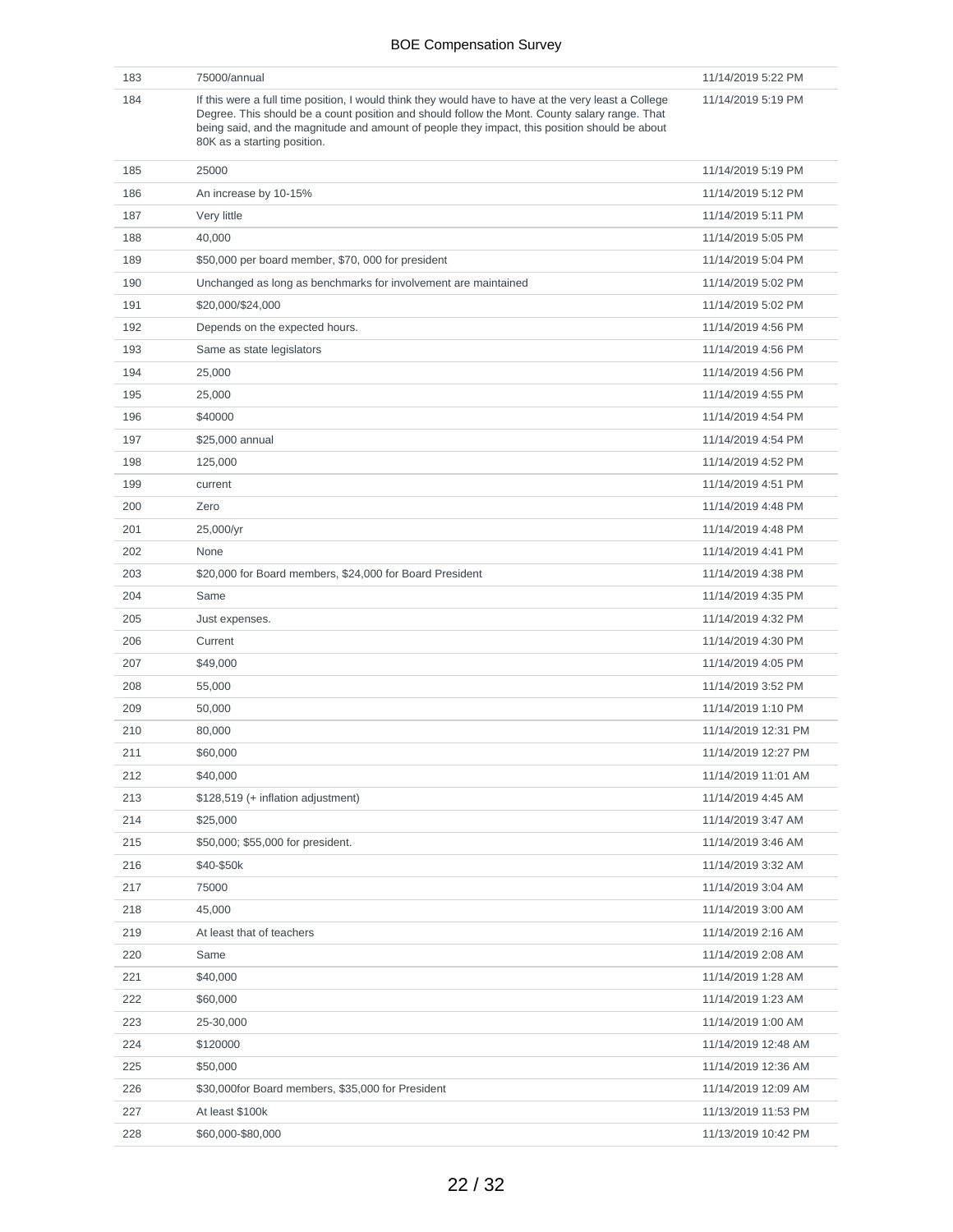| | | |
|---|---|---|
| 183 | 75000/annual | 11/14/2019 5:22 PM |
| 184 | If this were a full time position, I would think they would have to have at the very least a College Degree. This should be a count position and should follow the Mont. County salary range. That being said, and the magnitude and amount of people they impact, this position should be about 80K as a starting position. | 11/14/2019 5:19 PM |
| 185 | 25000 | 11/14/2019 5:19 PM |
| 186 | An increase by 10-15% | 11/14/2019 5:12 PM |
| 187 | Very little | 11/14/2019 5:11 PM |
| 188 | 40,000 | 11/14/2019 5:05 PM |
| 189 | $50,000 per board member, $70, 000 for president | 11/14/2019 5:04 PM |
| 190 | Unchanged as long as benchmarks for involvement are maintained | 11/14/2019 5:02 PM |
| 191 | $20,000/$24,000 | 11/14/2019 5:02 PM |
| 192 | Depends on the expected hours. | 11/14/2019 4:56 PM |
| 193 | Same as state legislators | 11/14/2019 4:56 PM |
| 194 | 25,000 | 11/14/2019 4:56 PM |
| 195 | 25,000 | 11/14/2019 4:55 PM |
| 196 | $40000 | 11/14/2019 4:54 PM |
| 197 | $25,000 annual | 11/14/2019 4:54 PM |
| 198 | 125,000 | 11/14/2019 4:52 PM |
| 199 | current | 11/14/2019 4:51 PM |
| 200 | Zero | 11/14/2019 4:48 PM |
| 201 | 25,000/yr | 11/14/2019 4:48 PM |
| 202 | None | 11/14/2019 4:41 PM |
| 203 | $20,000 for Board members, $24,000 for Board President | 11/14/2019 4:38 PM |
| 204 | Same | 11/14/2019 4:35 PM |
| 205 | Just expenses. | 11/14/2019 4:32 PM |
| 206 | Current | 11/14/2019 4:30 PM |
| 207 | $49,000 | 11/14/2019 4:05 PM |
| 208 | 55,000 | 11/14/2019 3:52 PM |
| 209 | 50,000 | 11/14/2019 1:10 PM |
| 210 | 80,000 | 11/14/2019 12:31 PM |
| 211 | $60,000 | 11/14/2019 12:27 PM |
| 212 | $40,000 | 11/14/2019 11:01 AM |
| 213 | $128,519 (+ inflation adjustment) | 11/14/2019 4:45 AM |
| 214 | $25,000 | 11/14/2019 3:47 AM |
| 215 | $50,000; $55,000 for president. | 11/14/2019 3:46 AM |
| 216 | $40-$50k | 11/14/2019 3:32 AM |
| 217 | 75000 | 11/14/2019 3:04 AM |
| 218 | 45,000 | 11/14/2019 3:00 AM |
| 219 | At least that of teachers | 11/14/2019 2:16 AM |
| 220 | Same | 11/14/2019 2:08 AM |
| 221 | $40,000 | 11/14/2019 1:28 AM |
| 222 | $60,000 | 11/14/2019 1:23 AM |
| 223 | 25-30,000 | 11/14/2019 1:00 AM |
| 224 | $120000 | 11/14/2019 12:48 AM |
| 225 | $50,000 | 11/14/2019 12:36 AM |
| 226 | $30,000for Board members, $35,000 for President | 11/14/2019 12:09 AM |
| 227 | At least $100k | 11/13/2019 11:53 PM |
| 228 | $60,000-$80,000 | 11/13/2019 10:42 PM |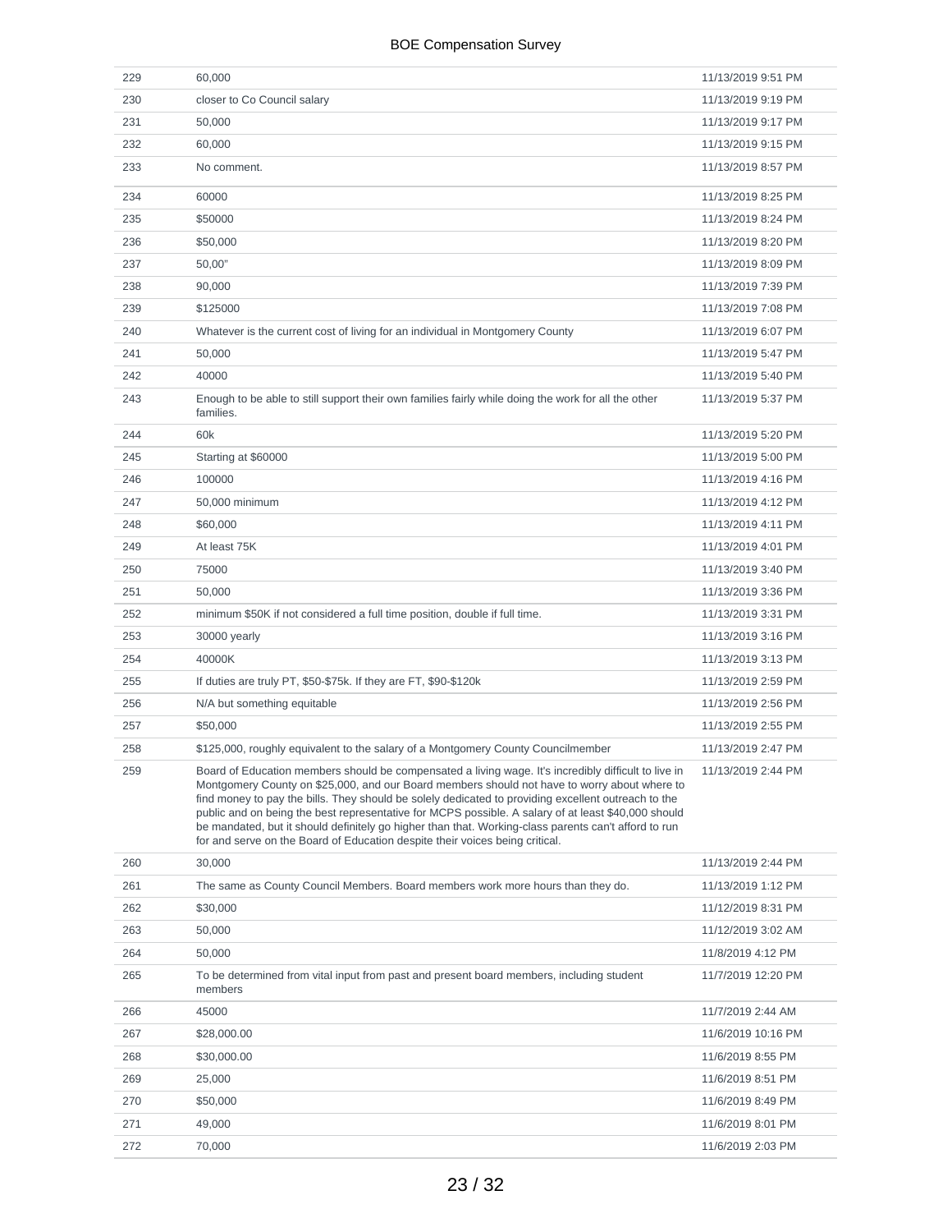| | | |
|---|---|---|
| 229 | 60,000 | 11/13/2019 9:51 PM |
| 230 | closer to Co Council salary | 11/13/2019 9:19 PM |
| 231 | 50,000 | 11/13/2019 9:17 PM |
| 232 | 60,000 | 11/13/2019 9:15 PM |
| 233 | No comment. | 11/13/2019 8:57 PM |
| 234 | 60000 | 11/13/2019 8:25 PM |
| 235 | $50000 | 11/13/2019 8:24 PM |
| 236 | $50,000 | 11/13/2019 8:20 PM |
| 237 | 50,00" | 11/13/2019 8:09 PM |
| 238 | 90,000 | 11/13/2019 7:39 PM |
| 239 | $125000 | 11/13/2019 7:08 PM |
| 240 | Whatever is the current cost of living for an individual in Montgomery County | 11/13/2019 6:07 PM |
| 241 | 50,000 | 11/13/2019 5:47 PM |
| 242 | 40000 | 11/13/2019 5:40 PM |
| 243 | Enough to be able to still support their own families fairly while doing the work for all the other families. | 11/13/2019 5:37 PM |
| 244 | 60k | 11/13/2019 5:20 PM |
| 245 | Starting at $60000 | 11/13/2019 5:00 PM |
| 246 | 100000 | 11/13/2019 4:16 PM |
| 247 | 50,000 minimum | 11/13/2019 4:12 PM |
| 248 | $60,000 | 11/13/2019 4:11 PM |
| 249 | At least 75K | 11/13/2019 4:01 PM |
| 250 | 75000 | 11/13/2019 3:40 PM |
| 251 | 50,000 | 11/13/2019 3:36 PM |
| 252 | minimum $50K if not considered a full time position, double if full time. | 11/13/2019 3:31 PM |
| 253 | 30000 yearly | 11/13/2019 3:16 PM |
| 254 | 40000K | 11/13/2019 3:13 PM |
| 255 | If duties are truly PT, $50-$75k. If they are FT, $90-$120k | 11/13/2019 2:59 PM |
| 256 | N/A but something equitable | 11/13/2019 2:56 PM |
| 257 | $50,000 | 11/13/2019 2:55 PM |
| 258 | $125,000, roughly equivalent to the salary of a Montgomery County Councilmember | 11/13/2019 2:47 PM |
| 259 | Board of Education members should be compensated a living wage. It's incredibly difficult to live in Montgomery County on $25,000, and our Board members should not have to worry about where to find money to pay the bills. They should be solely dedicated to providing excellent outreach to the public and on being the best representative for MCPS possible. A salary of at least $40,000 should be mandated, but it should definitely go higher than that. Working-class parents can't afford to run for and serve on the Board of Education despite their voices being critical. | 11/13/2019 2:44 PM |
| 260 | 30,000 | 11/13/2019 2:44 PM |
| 261 | The same as County Council Members. Board members work more hours than they do. | 11/13/2019 1:12 PM |
| 262 | $30,000 | 11/12/2019 8:31 PM |
| 263 | 50,000 | 11/12/2019 3:02 AM |
| 264 | 50,000 | 11/8/2019 4:12 PM |
| 265 | To be determined from vital input from past and present board members, including student members | 11/7/2019 12:20 PM |
| 266 | 45000 | 11/7/2019 2:44 AM |
| 267 | $28,000.00 | 11/6/2019 10:16 PM |
| 268 | $30,000.00 | 11/6/2019 8:55 PM |
| 269 | 25,000 | 11/6/2019 8:51 PM |
| 270 | $50,000 | 11/6/2019 8:49 PM |
| 271 | 49,000 | 11/6/2019 8:01 PM |
| 272 | 70,000 | 11/6/2019 2:03 PM |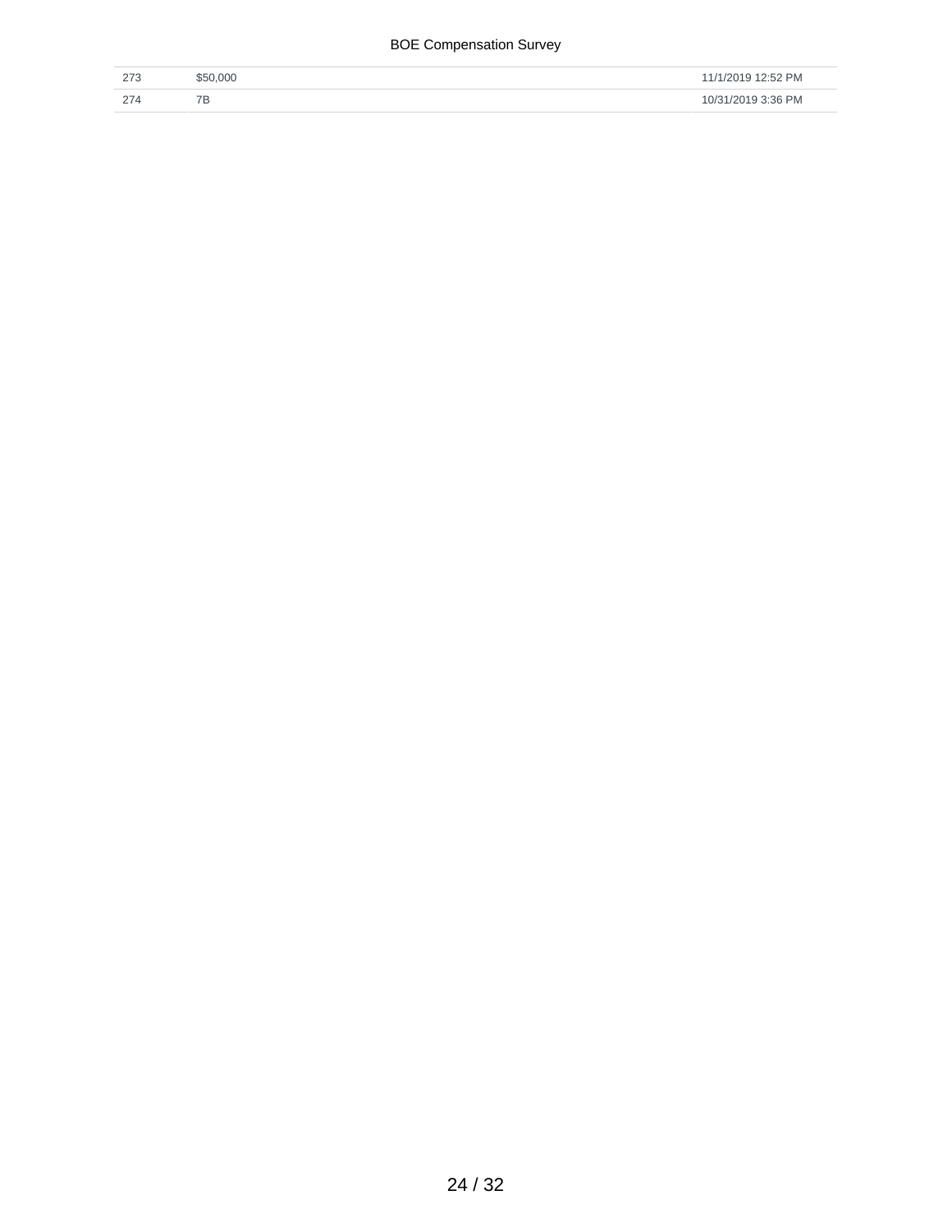| | | |
|---|---|---|
| 273 | $50,000 | 11/1/2019 12:52 PM |
| 274 | 7B | 10/31/2019 3:36 PM |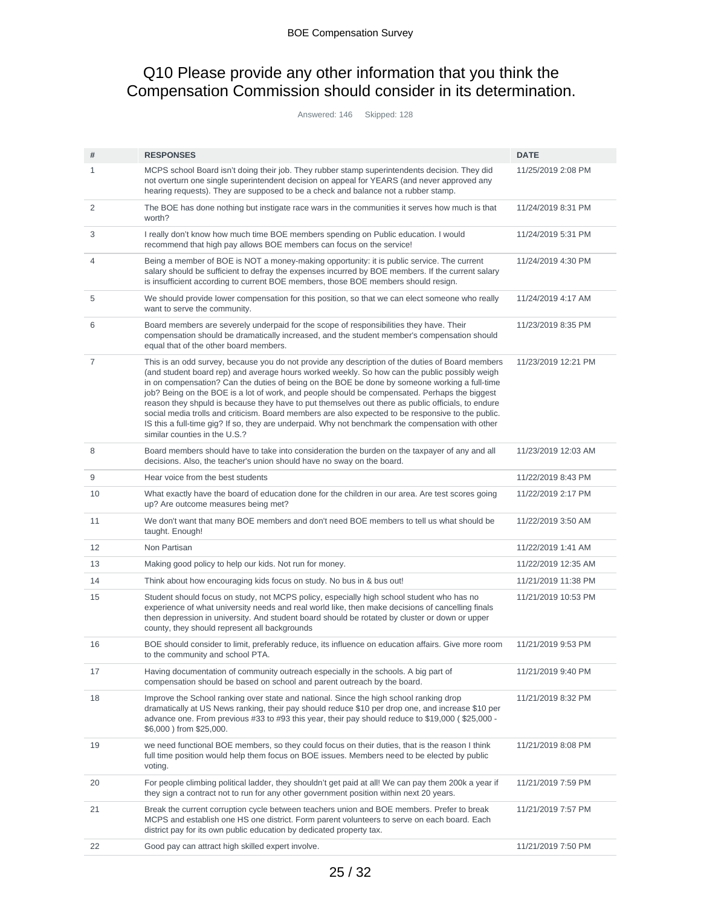## Q10 Please provide any other information that you think the Compensation Commission should consider in its determination.

Answered: 146 Skipped: 128

| # | RESPONSES | DATE |
|---|---|---|
| 1 | MCPS school Board isn't doing their job. They rubber stamp superintendents decision. They did not overturn one single superintendent decision on appeal for YEARS (and never approved any hearing requests). They are supposed to be a check and balance not a rubber stamp. | 11/25/2019 2:08 PM |
| 2 | The BOE has done nothing but instigate race wars in the communities it serves how much is that worth? | 11/24/2019 8:31 PM |
| 3 | I really don't know how much time BOE members spending on Public education. I would recommend that high pay allows BOE members can focus on the service! | 11/24/2019 5:31 PM |
| 4 | Being a member of BOE is NOT a money-making opportunity: it is public service. The current salary should be sufficient to defray the expenses incurred by BOE members. If the current salary is insufficient according to current BOE members, those BOE members should resign. | 11/24/2019 4:30 PM |
| 5 | We should provide lower compensation for this position, so that we can elect someone who really want to serve the community. | 11/24/2019 4:17 AM |
| 6 | Board members are severely underpaid for the scope of responsibilities they have. Their compensation should be dramatically increased, and the student member's compensation should equal that of the other board members. | 11/23/2019 8:35 PM |
| 7 | This is an odd survey, because you do not provide any description of the duties of Board members (and student board rep) and average hours worked weekly. So how can the public possibly weigh in on compensation? Can the duties of being on the BOE be done by someone working a full-time job? Being on the BOE is a lot of work, and people should be compensated. Perhaps the biggest reason they shpuld is because they have to put themselves out there as public officials, to endure social media trolls and criticism. Board members are also expected to be responsive to the public. IS this a full-time gig? If so, they are underpaid. Why not benchmark the compensation with other similar counties in the U.S.? | 11/23/2019 12:21 PM |
| 8 | Board members should have to take into consideration the burden on the taxpayer of any and all decisions. Also, the teacher's union should have no sway on the board. | 11/23/2019 12:03 AM |
| 9 | Hear voice from the best students | 11/22/2019 8:43 PM |
| 10 | What exactly have the board of education done for the children in our area. Are test scores going up? Are outcome measures being met? | 11/22/2019 2:17 PM |
| 11 | We don't want that many BOE members and don't need BOE members to tell us what should be taught. Enough! | 11/22/2019 3:50 AM |
| 12 | Non Partisan | 11/22/2019 1:41 AM |
| 13 | Making good policy to help our kids. Not run for money. | 11/22/2019 12:35 AM |
| 14 | Think about how encouraging kids focus on study. No bus in & bus out! | 11/21/2019 11:38 PM |
| 15 | Student should focus on study, not MCPS policy, especially high school student who has no experience of what university needs and real world like, then make decisions of cancelling finals then depression in university. And student board should be rotated by cluster or down or upper county, they should represent all backgrounds | 11/21/2019 10:53 PM |
| 16 | BOE should consider to limit, preferably reduce, its influence on education affairs. Give more room to the community and school PTA. | 11/21/2019 9:53 PM |
| 17 | Having documentation of community outreach especially in the schools. A big part of compensation should be based on school and parent outreach by the board. | 11/21/2019 9:40 PM |
| 18 | Improve the School ranking over state and national. Since the high school ranking drop dramatically at US News ranking, their pay should reduce $10 per drop one, and increase $10 per advance one. From previous #33 to #93 this year, their pay should reduce to $19,000 ( $25,000 - $6,000 ) from $25,000. | 11/21/2019 8:32 PM |
| 19 | we need functional BOE members, so they could focus on their duties, that is the reason I think full time position would help them focus on BOE issues. Members need to be elected by public voting. | 11/21/2019 8:08 PM |
| 20 | For people climbing political ladder, they shouldn't get paid at all! We can pay them 200k a year if they sign a contract not to run for any other government position within next 20 years. | 11/21/2019 7:59 PM |
| 21 | Break the current corruption cycle between teachers union and BOE members. Prefer to break MCPS and establish one HS one district. Form parent volunteers to serve on each board. Each district pay for its own public education by dedicated property tax. | 11/21/2019 7:57 PM |
| 22 | Good pay can attract high skilled expert involve. | 11/21/2019 7:50 PM |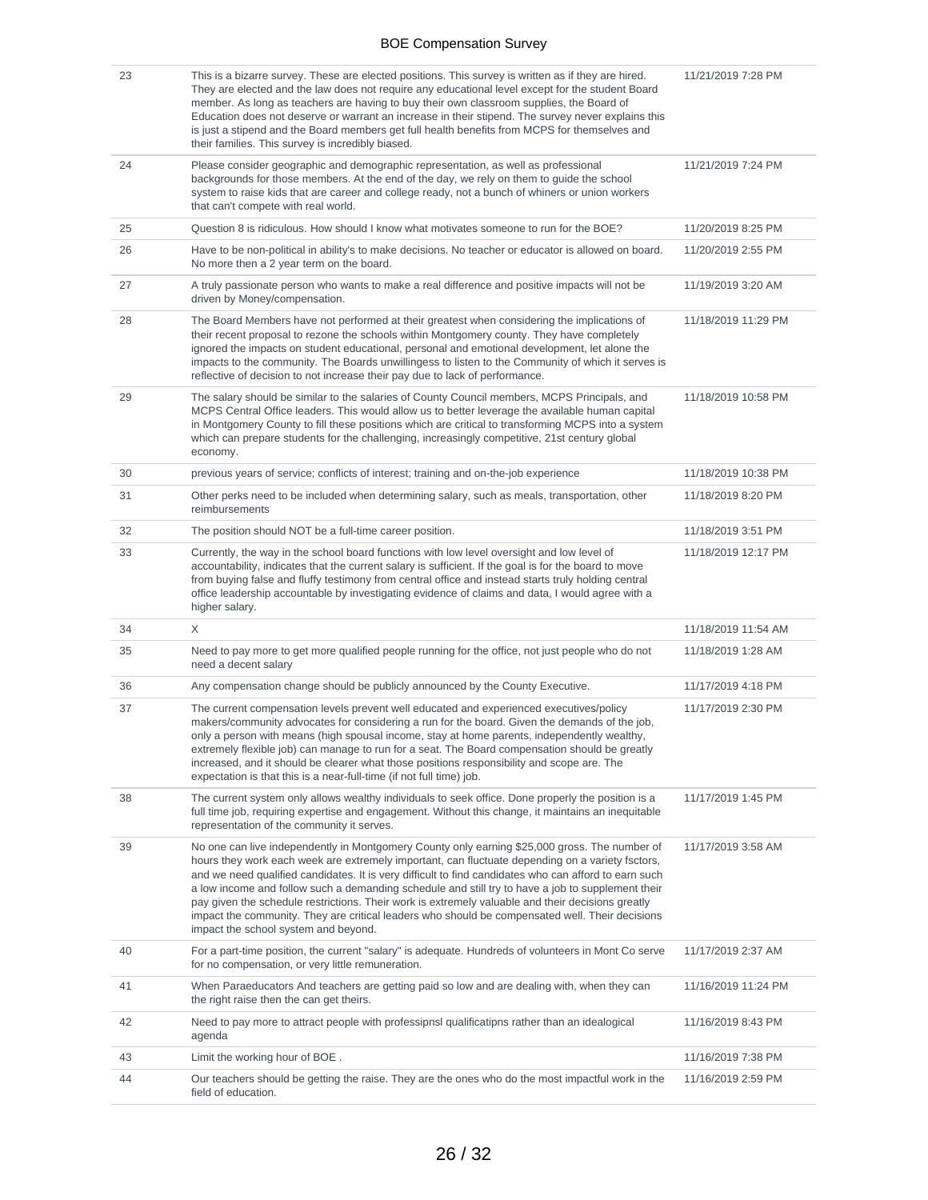| | | |
|---|---|---|
| 23 | This is a bizarre survey. These are elected positions. This survey is written as if they are hired. They are elected and the law does not require any educational level except for the student Board member. As long as teachers are having to buy their own classroom supplies, the Board of Education does not deserve or warrant an increase in their stipend. The survey never explains this is just a stipend and the Board members get full health benefits from MCPS for themselves and their families. This survey is incredibly biased. | 11/21/2019 7:28 PM |
| 24 | Please consider geographic and demographic representation, as well as professional backgrounds for those members. At the end of the day, we rely on them to guide the school system to raise kids that are career and college ready, not a bunch of whiners or union workers that can't compete with real world. | 11/21/2019 7:24 PM |
| 25 | Question 8 is ridiculous. How should I know what motivates someone to run for the BOE? | 11/20/2019 8:25 PM |
| 26 | Have to be non-political in ability's to make decisions. No teacher or educator is allowed on board. No more then a 2 year term on the board. | 11/20/2019 2:55 PM |
| 27 | A truly passionate person who wants to make a real difference and positive impacts will not be driven by Money/compensation. | 11/19/2019 3:20 AM |
| 28 | The Board Members have not performed at their greatest when considering the implications of their recent proposal to rezone the schools within Montgomery county. They have completely ignored the impacts on student educational, personal and emotional development, let alone the impacts to the community. The Boards unwillingess to listen to the Community of which it serves is reflective of decision to not increase their pay due to lack of performance. | 11/18/2019 11:29 PM |
| 29 | The salary should be similar to the salaries of County Council members, MCPS Principals, and MCPS Central Office leaders. This would allow us to better leverage the available human capital in Montgomery County to fill these positions which are critical to transforming MCPS into a system which can prepare students for the challenging, increasingly competitive, 21st century global economy. | 11/18/2019 10:58 PM |
| 30 | previous years of service; conflicts of interest; training and on-the-job experience | 11/18/2019 10:38 PM |
| 31 | Other perks need to be included when determining salary, such as meals, transportation, other reimbursements | 11/18/2019 8:20 PM |
| 32 | The position should NOT be a full-time career position. | 11/18/2019 3:51 PM |
| 33 | Currently, the way in the school board functions with low level oversight and low level of accountability, indicates that the current salary is sufficient. If the goal is for the board to move from buying false and fluffy testimony from central office and instead starts truly holding central office leadership accountable by investigating evidence of claims and data, I would agree with a higher salary. | 11/18/2019 12:17 PM |
| 34 | X | 11/18/2019 11:54 AM |
| 35 | Need to pay more to get more qualified people running for the office, not just people who do not need a decent salary | 11/18/2019 1:28 AM |
| 36 | Any compensation change should be publicly announced by the County Executive. | 11/17/2019 4:18 PM |
| 37 | The current compensation levels prevent well educated and experienced executives/policy makers/community advocates for considering a run for the board. Given the demands of the job, only a person with means (high spousal income, stay at home parents, independently wealthy, extremely flexible job) can manage to run for a seat. The Board compensation should be greatly increased, and it should be clearer what those positions responsibility and scope are. The expectation is that this is a near-full-time (if not full time) job. | 11/17/2019 2:30 PM |
| 38 | The current system only allows wealthy individuals to seek office. Done properly the position is a full time job, requiring expertise and engagement. Without this change, it maintains an inequitable representation of the community it serves. | 11/17/2019 1:45 PM |
| 39 | No one can live independently in Montgomery County only earning $25,000 gross. The number of hours they work each week are extremely important, can fluctuate depending on a variety fsctors, and we need qualified candidates. It is very difficult to find candidates who can afford to earn such a low income and follow such a demanding schedule and still try to have a job to supplement their pay given the schedule restrictions. Their work is extremely valuable and their decisions greatly impact the community. They are critical leaders who should be compensated well. Their decisions impact the school system and beyond. | 11/17/2019 3:58 AM |
| 40 | For a part-time position, the current "salary" is adequate. Hundreds of volunteers in Mont Co serve for no compensation, or very little remuneration. | 11/17/2019 2:37 AM |
| 41 | When Paraeducators And teachers are getting paid so low and are dealing with, when they can the right raise then the can get theirs. | 11/16/2019 11:24 PM |
| 42 | Need to pay more to attract people with professipnsl qualificatipns rather than an idealogical agenda | 11/16/2019 8:43 PM |
| 43 | Limit the working hour of BOE . | 11/16/2019 7:38 PM |
| 44 | Our teachers should be getting the raise. They are the ones who do the most impactful work in the field of education. | 11/16/2019 2:59 PM |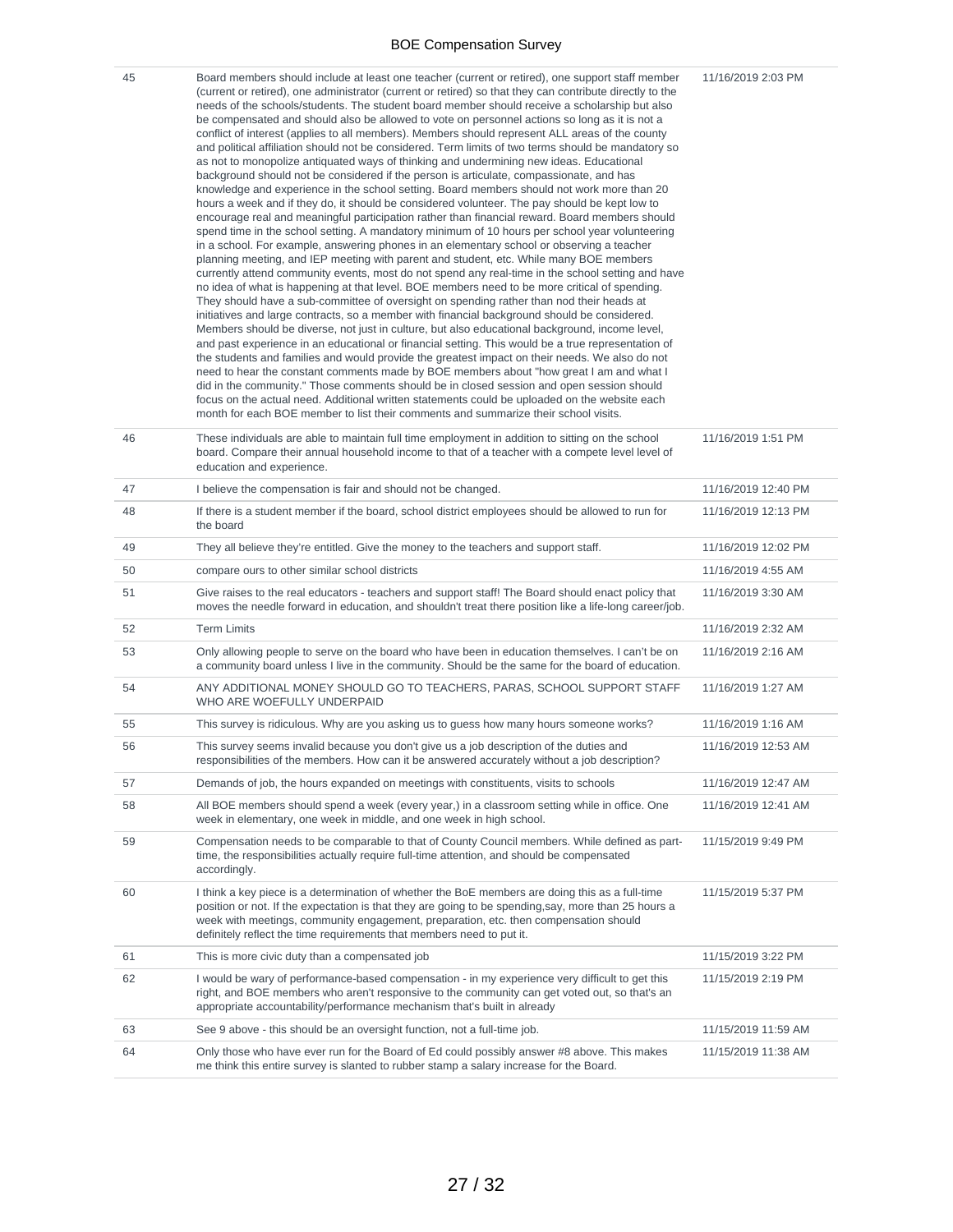| | | |
|---|---|---|
| 45 | Board members should include at least one teacher (current or retired), one support staff member (current or retired), one administrator (current or retired) so that they can contribute directly to the needs of the schools/students. The student board member should receive a scholarship but also be compensated and should also be allowed to vote on personnel actions so long as it is not a conflict of interest (applies to all members). Members should represent ALL areas of the county and political affiliation should not be considered. Term limits of two terms should be mandatory so as not to monopolize antiquated ways of thinking and undermining new ideas. Educational background should not be considered if the person is articulate, compassionate, and has knowledge and experience in the school setting. Board members should not work more than 20 hours a week and if they do, it should be considered volunteer. The pay should be kept low to encourage real and meaningful participation rather than financial reward. Board members should spend time in the school setting. A mandatory minimum of 10 hours per school year volunteering in a school. For example, answering phones in an elementary school or observing a teacher planning meeting, and IEP meeting with parent and student, etc. While many BOE members currently attend community events, most do not spend any real-time in the school setting and have no idea of what is happening at that level. BOE members need to be more critical of spending. They should have a sub-committee of oversight on spending rather than nod their heads at initiatives and large contracts, so a member with financial background should be considered. Members should be diverse, not just in culture, but also educational background, income level, and past experience in an educational or financial setting. This would be a true representation of the students and families and would provide the greatest impact on their needs. We also do not need to hear the constant comments made by BOE members about "how great I am and what I did in the community." Those comments should be in closed session and open session should focus on the actual need. Additional written statements could be uploaded on the website each month for each BOE member to list their comments and summarize their school visits. | 11/16/2019 2:03 PM |
| 46 | These individuals are able to maintain full time employment in addition to sitting on the school board. Compare their annual household income to that of a teacher with a compete level level of education and experience. | 11/16/2019 1:51 PM |
| 47 | I believe the compensation is fair and should not be changed. | 11/16/2019 12:40 PM |
| 48 | If there is a student member if the board, school district employees should be allowed to run for the board | 11/16/2019 12:13 PM |
| 49 | They all believe they're entitled. Give the money to the teachers and support staff. | 11/16/2019 12:02 PM |
| 50 | compare ours to other similar school districts | 11/16/2019 4:55 AM |
| 51 | Give raises to the real educators - teachers and support staff! The Board should enact policy that moves the needle forward in education, and shouldn't treat there position like a life-long career/job. | 11/16/2019 3:30 AM |
| 52 | Term Limits | 11/16/2019 2:32 AM |
| 53 | Only allowing people to serve on the board who have been in education themselves. I can't be on a community board unless I live in the community. Should be the same for the board of education. | 11/16/2019 2:16 AM |
| 54 | ANY ADDITIONAL MONEY SHOULD GO TO TEACHERS, PARAS, SCHOOL SUPPORT STAFF WHO ARE WOEFULLY UNDERPAID | 11/16/2019 1:27 AM |
| 55 | This survey is ridiculous. Why are you asking us to guess how many hours someone works? | 11/16/2019 1:16 AM |
| 56 | This survey seems invalid because you don't give us a job description of the duties and responsibilities of the members. How can it be answered accurately without a job description? | 11/16/2019 12:53 AM |
| 57 | Demands of job, the hours expanded on meetings with constituents, visits to schools | 11/16/2019 12:47 AM |
| 58 | All BOE members should spend a week (every year,) in a classroom setting while in office. One week in elementary, one week in middle, and one week in high school. | 11/16/2019 12:41 AM |
| 59 | Compensation needs to be comparable to that of County Council members. While defined as part-time, the responsibilities actually require full-time attention, and should be compensated accordingly. | 11/15/2019 9:49 PM |
| 60 | I think a key piece is a determination of whether the BoE members are doing this as a full-time position or not. If the expectation is that they are going to be spending,say, more than 25 hours a week with meetings, community engagement, preparation, etc. then compensation should definitely reflect the time requirements that members need to put it. | 11/15/2019 5:37 PM |
| 61 | This is more civic duty than a compensated job | 11/15/2019 3:22 PM |
| 62 | I would be wary of performance-based compensation - in my experience very difficult to get this right, and BOE members who aren't responsive to the community can get voted out, so that's an appropriate accountability/performance mechanism that's built in already | 11/15/2019 2:19 PM |
| 63 | See 9 above - this should be an oversight function, not a full-time job. | 11/15/2019 11:59 AM |
| 64 | Only those who have ever run for the Board of Ed could possibly answer #8 above. This makes me think this entire survey is slanted to rubber stamp a salary increase for the Board. | 11/15/2019 11:38 AM |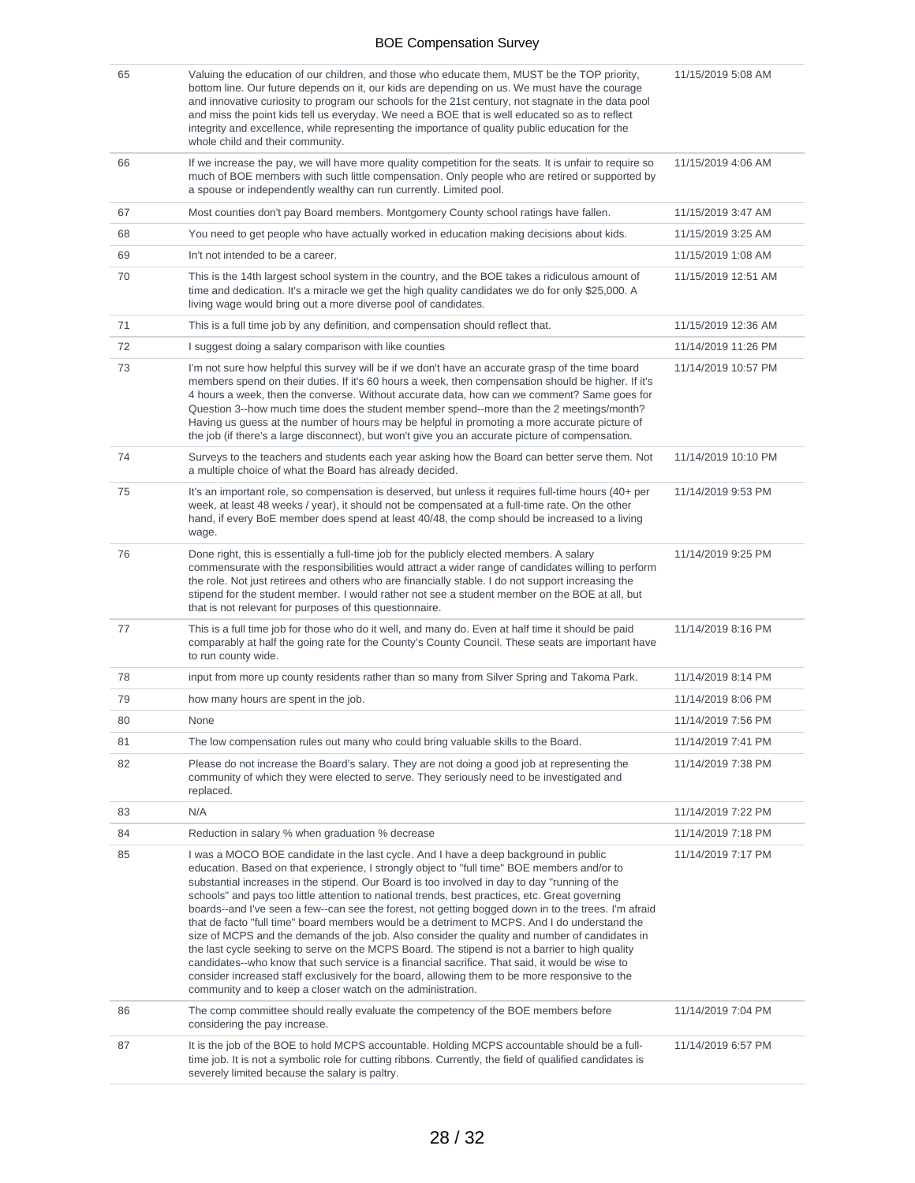| | | |
|---|---|---|
| 65 | Valuing the education of our children, and those who educate them, MUST be the TOP priority, bottom line. Our future depends on it, our kids are depending on us. We must have the courage and innovative curiosity to program our schools for the 21st century, not stagnate in the data pool and miss the point kids tell us everyday. We need a BOE that is well educated so as to reflect integrity and excellence, while representing the importance of quality public education for the whole child and their community. | 11/15/2019 5:08 AM |
| 66 | If we increase the pay, we will have more quality competition for the seats. It is unfair to require so much of BOE members with such little compensation. Only people who are retired or supported by a spouse or independently wealthy can run currently. Limited pool. | 11/15/2019 4:06 AM |
| 67 | Most counties don't pay Board members. Montgomery County school ratings have fallen. | 11/15/2019 3:47 AM |
| 68 | You need to get people who have actually worked in education making decisions about kids. | 11/15/2019 3:25 AM |
| 69 | In't not intended to be a career. | 11/15/2019 1:08 AM |
| 70 | This is the 14th largest school system in the country, and the BOE takes a ridiculous amount of time and dedication. It's a miracle we get the high quality candidates we do for only $25,000. A living wage would bring out a more diverse pool of candidates. | 11/15/2019 12:51 AM |
| 71 | This is a full time job by any definition, and compensation should reflect that. | 11/15/2019 12:36 AM |
| 72 | I suggest doing a salary comparison with like counties | 11/14/2019 11:26 PM |
| 73 | I'm not sure how helpful this survey will be if we don't have an accurate grasp of the time board members spend on their duties. If it's 60 hours a week, then compensation should be higher. If it's 4 hours a week, then the converse. Without accurate data, how can we comment? Same goes for Question 3--how much time does the student member spend--more than the 2 meetings/month? Having us guess at the number of hours may be helpful in promoting a more accurate picture of the job (if there's a large disconnect), but won't give you an accurate picture of compensation. | 11/14/2019 10:57 PM |
| 74 | Surveys to the teachers and students each year asking how the Board can better serve them. Not a multiple choice of what the Board has already decided. | 11/14/2019 10:10 PM |
| 75 | It's an important role, so compensation is deserved, but unless it requires full-time hours (40+ per week, at least 48 weeks / year), it should not be compensated at a full-time rate. On the other hand, if every BoE member does spend at least 40/48, the comp should be increased to a living wage. | 11/14/2019 9:53 PM |
| 76 | Done right, this is essentially a full-time job for the publicly elected members. A salary commensurate with the responsibilities would attract a wider range of candidates willing to perform the role. Not just retirees and others who are financially stable. I do not support increasing the stipend for the student member. I would rather not see a student member on the BOE at all, but that is not relevant for purposes of this questionnaire. | 11/14/2019 9:25 PM |
| 77 | This is a full time job for those who do it well, and many do. Even at half time it should be paid comparably at half the going rate for the County's County Council. These seats are important have to run county wide. | 11/14/2019 8:16 PM |
| 78 | input from more up county residents rather than so many from Silver Spring and Takoma Park. | 11/14/2019 8:14 PM |
| 79 | how many hours are spent in the job. | 11/14/2019 8:06 PM |
| 80 | None | 11/14/2019 7:56 PM |
| 81 | The low compensation rules out many who could bring valuable skills to the Board. | 11/14/2019 7:41 PM |
| 82 | Please do not increase the Board's salary. They are not doing a good job at representing the community of which they were elected to serve. They seriously need to be investigated and replaced. | 11/14/2019 7:38 PM |
| 83 | N/A | 11/14/2019 7:22 PM |
| 84 | Reduction in salary % when graduation % decrease | 11/14/2019 7:18 PM |
| 85 | I was a MOCO BOE candidate in the last cycle. And I have a deep background in public education. Based on that experience, I strongly object to "full time" BOE members and/or to substantial increases in the stipend. Our Board is too involved in day to day "running of the schools" and pays too little attention to national trends, best practices, etc. Great governing boards--and I've seen a few--can see the forest, not getting bogged down in to the trees. I'm afraid that de facto "full time" board members would be a detriment to MCPS. And I do understand the size of MCPS and the demands of the job. Also consider the quality and number of candidates in the last cycle seeking to serve on the MCPS Board. The stipend is not a barrier to high quality candidates--who know that such service is a financial sacrifice. That said, it would be wise to consider increased staff exclusively for the board, allowing them to be more responsive to the community and to keep a closer watch on the administration. | 11/14/2019 7:17 PM |
| 86 | The comp committee should really evaluate the competency of the BOE members before considering the pay increase. | 11/14/2019 7:04 PM |
| 87 | It is the job of the BOE to hold MCPS accountable. Holding MCPS accountable should be a full-time job. It is not a symbolic role for cutting ribbons. Currently, the field of qualified candidates is severely limited because the salary is paltry. | 11/14/2019 6:57 PM |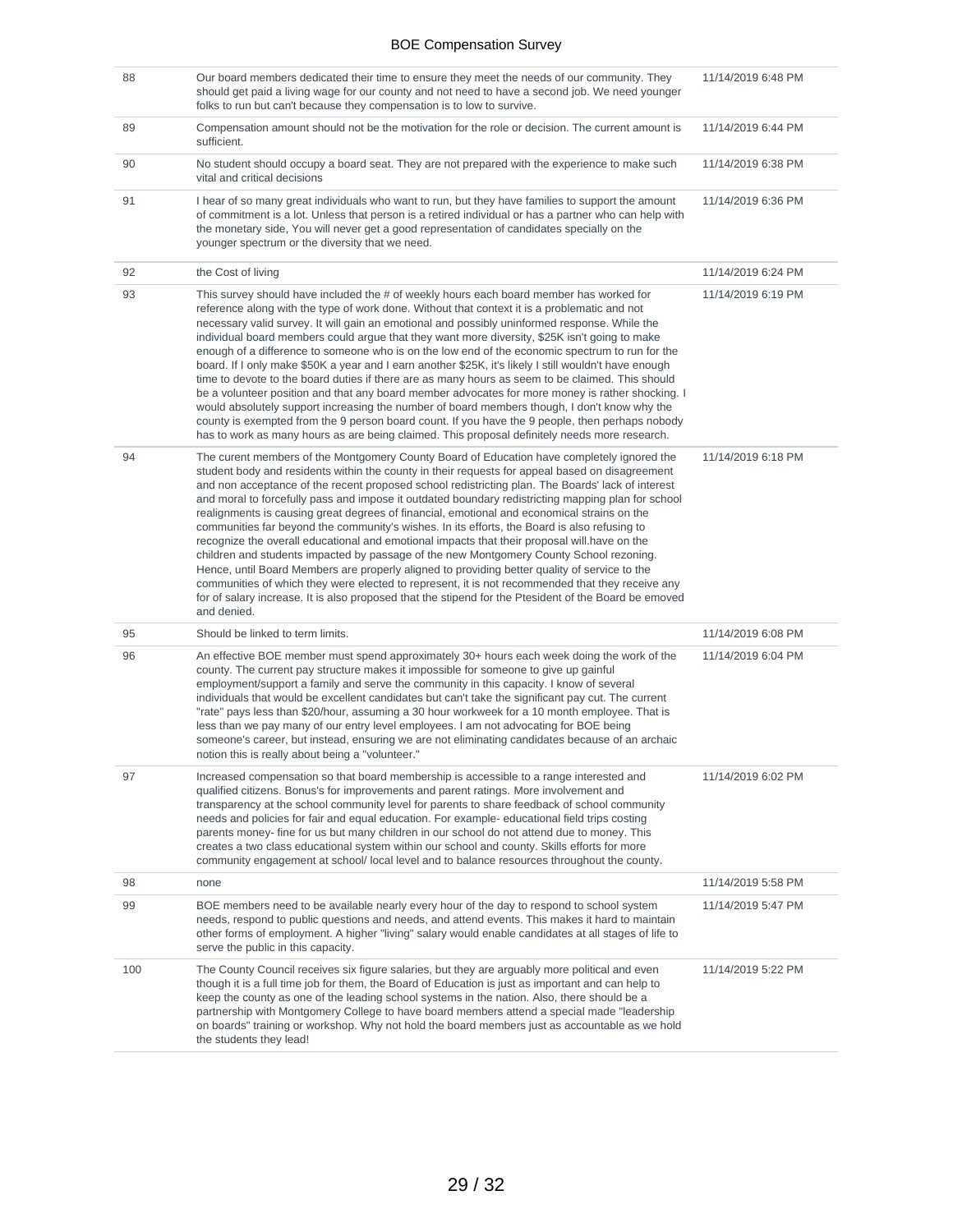| | | |
|---|---|---|
| 88 | Our board members dedicated their time to ensure they meet the needs of our community. They should get paid a living wage for our county and not need to have a second job. We need younger folks to run but can't because they compensation is to low to survive. | 11/14/2019 6:48 PM |
| 89 | Compensation amount should not be the motivation for the role or decision. The current amount is sufficient. | 11/14/2019 6:44 PM |
| 90 | No student should occupy a board seat. They are not prepared with the experience to make such vital and critical decisions | 11/14/2019 6:38 PM |
| 91 | I hear of so many great individuals who want to run, but they have families to support the amount of commitment is a lot. Unless that person is a retired individual or has a partner who can help with the monetary side, You will never get a good representation of candidates specially on the younger spectrum or the diversity that we need. | 11/14/2019 6:36 PM |
| 92 | the Cost of living | 11/14/2019 6:24 PM |
| 93 | This survey should have included the # of weekly hours each board member has worked for reference along with the type of work done. Without that context it is a problematic and not necessary valid survey. It will gain an emotional and possibly uninformed response. While the individual board members could argue that they want more diversity, $25K isn't going to make enough of a difference to someone who is on the low end of the economic spectrum to run for the board. If I only make $50K a year and I earn another $25K, it's likely I still wouldn't have enough time to devote to the board duties if there are as many hours as seem to be claimed. This should be a volunteer position and that any board member advocates for more money is rather shocking. I would absolutely support increasing the number of board members though, I don't know why the county is exempted from the 9 person board count. If you have the 9 people, then perhaps nobody has to work as many hours as are being claimed. This proposal definitely needs more research. | 11/14/2019 6:19 PM |
| 94 | The curent members of the Montgomery County Board of Education have completely ignored the student body and residents within the county in their requests for appeal based on disagreement and non acceptance of the recent proposed school redistricting plan. The Boards' lack of interest and moral to forcefully pass and impose it outdated boundary redistricting mapping plan for school realignments is causing great degrees of financial, emotional and economical strains on the communities far beyond the community's wishes. In its efforts, the Board is also refusing to recognize the overall educational and emotional impacts that their proposal will.have on the children and students impacted by passage of the new Montgomery County School rezoning. Hence, until Board Members are properly aligned to providing better quality of service to the communities of which they were elected to represent, it is not recommended that they receive any for of salary increase. It is also proposed that the stipend for the Ptesident of the Board be emoved and denied. | 11/14/2019 6:18 PM |
| 95 | Should be linked to term limits. | 11/14/2019 6:08 PM |
| 96 | An effective BOE member must spend approximately 30+ hours each week doing the work of the county. The current pay structure makes it impossible for someone to give up gainful employment/support a family and serve the community in this capacity. I know of several individuals that would be excellent candidates but can't take the significant pay cut. The current "rate" pays less than $20/hour, assuming a 30 hour workweek for a 10 month employee. That is less than we pay many of our entry level employees. I am not advocating for BOE being someone's career, but instead, ensuring we are not eliminating candidates because of an archaic notion this is really about being a "volunteer." | 11/14/2019 6:04 PM |
| 97 | Increased compensation so that board membership is accessible to a range interested and qualified citizens. Bonus's for improvements and parent ratings. More involvement and transparency at the school community level for parents to share feedback of school community needs and policies for fair and equal education. For example- educational field trips costing parents money- fine for us but many children in our school do not attend due to money. This creates a two class educational system within our school and county. Skills efforts for more community engagement at school/ local level and to balance resources throughout the county. | 11/14/2019 6:02 PM |
| 98 | none | 11/14/2019 5:58 PM |
| 99 | BOE members need to be available nearly every hour of the day to respond to school system needs, respond to public questions and needs, and attend events. This makes it hard to maintain other forms of employment. A higher "living" salary would enable candidates at all stages of life to serve the public in this capacity. | 11/14/2019 5:47 PM |
| 100 | The County Council receives six figure salaries, but they are arguably more political and even though it is a full time job for them, the Board of Education is just as important and can help to keep the county as one of the leading school systems in the nation. Also, there should be a partnership with Montgomery College to have board members attend a special made "leadership on boards" training or workshop. Why not hold the board members just as accountable as we hold the students they lead! | 11/14/2019 5:22 PM |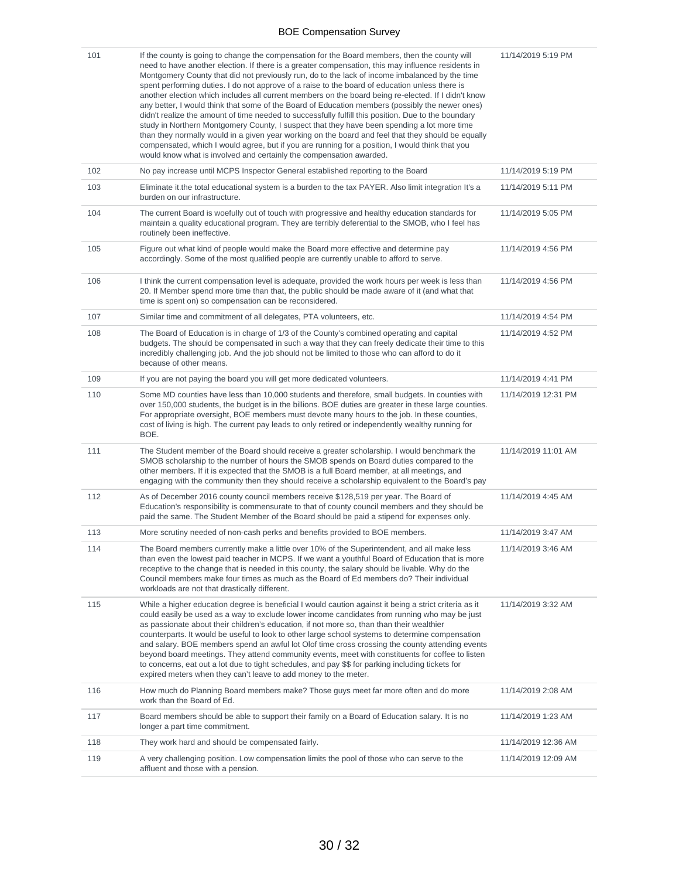| | | |
|---|---|---|
| 101 | If the county is going to change the compensation for the Board members, then the county will need to have another election. If there is a greater compensation, this may influence residents in Montgomery County that did not previously run, do to the lack of income imbalanced by the time spent performing duties. I do not approve of a raise to the board of education unless there is another election which includes all current members on the board being re-elected. If I didn't know any better, I would think that some of the Board of Education members (possibly the newer ones) didn't realize the amount of time needed to successfully fulfill this position. Due to the boundary study in Northern Montgomery County, I suspect that they have been spending a lot more time than they normally would in a given year working on the board and feel that they should be equally compensated, which I would agree, but if you are running for a position, I would think that you would know what is involved and certainly the compensation awarded. | 11/14/2019 5:19 PM |
| 102 | No pay increase until MCPS Inspector General established reporting to the Board | 11/14/2019 5:19 PM |
| 103 | Eliminate it.the total educational system is a burden to the tax PAYER. Also limit integration It's a burden on our infrastructure. | 11/14/2019 5:11 PM |
| 104 | The current Board is woefully out of touch with progressive and healthy education standards for maintain a quality educational program. They are terribly deferential to the SMOB, who I feel has routinely been ineffective. | 11/14/2019 5:05 PM |
| 105 | Figure out what kind of people would make the Board more effective and determine pay accordingly. Some of the most qualified people are currently unable to afford to serve. | 11/14/2019 4:56 PM |
| 106 | I think the current compensation level is adequate, provided the work hours per week is less than 20. If Member spend more time than that, the public should be made aware of it (and what that time is spent on) so compensation can be reconsidered. | 11/14/2019 4:56 PM |
| 107 | Similar time and commitment of all delegates, PTA volunteers, etc. | 11/14/2019 4:54 PM |
| 108 | The Board of Education is in charge of 1/3 of the County's combined operating and capital budgets. The should be compensated in such a way that they can freely dedicate their time to this incredibly challenging job. And the job should not be limited to those who can afford to do it because of other means. | 11/14/2019 4:52 PM |
| 109 | If you are not paying the board you will get more dedicated volunteers. | 11/14/2019 4:41 PM |
| 110 | Some MD counties have less than 10,000 students and therefore, small budgets. In counties with over 150,000 students, the budget is in the billions. BOE duties are greater in these large counties. For appropriate oversight, BOE members must devote many hours to the job. In these counties, cost of living is high. The current pay leads to only retired or independently wealthy running for BOE. | 11/14/2019 12:31 PM |
| 111 | The Student member of the Board should receive a greater scholarship. I would benchmark the SMOB scholarship to the number of hours the SMOB spends on Board duties compared to the other members. If it is expected that the SMOB is a full Board member, at all meetings, and engaging with the community then they should receive a scholarship equivalent to the Board's pay | 11/14/2019 11:01 AM |
| 112 | As of December 2016 county council members receive $128,519 per year. The Board of Education's responsibility is commensurate to that of county council members and they should be paid the same. The Student Member of the Board should be paid a stipend for expenses only. | 11/14/2019 4:45 AM |
| 113 | More scrutiny needed of non-cash perks and benefits provided to BOE members. | 11/14/2019 3:47 AM |
| 114 | The Board members currently make a little over 10% of the Superintendent, and all make less than even the lowest paid teacher in MCPS. If we want a youthful Board of Education that is more receptive to the change that is needed in this county, the salary should be livable. Why do the Council members make four times as much as the Board of Ed members do? Their individual workloads are not that drastically different. | 11/14/2019 3:46 AM |
| 115 | While a higher education degree is beneficial I would caution against it being a strict criteria as it could easily be used as a way to exclude lower income candidates from running who may be just as passionate about their children's education, if not more so, than than their wealthier counterparts. It would be useful to look to other large school systems to determine compensation and salary. BOE members spend an awful lot Olof time cross crossing the county attending events beyond board meetings. They attend community events, meet with constituents for coffee to listen to concerns, eat out a lot due to tight schedules, and pay $$ for parking including tickets for expired meters when they can't leave to add money to the meter. | 11/14/2019 3:32 AM |
| 116 | How much do Planning Board members make? Those guys meet far more often and do more work than the Board of Ed. | 11/14/2019 2:08 AM |
| 117 | Board members should be able to support their family on a Board of Education salary. It is no longer a part time commitment. | 11/14/2019 1:23 AM |
| 118 | They work hard and should be compensated fairly. | 11/14/2019 12:36 AM |
| 119 | A very challenging position. Low compensation limits the pool of those who can serve to the affluent and those with a pension. | 11/14/2019 12:09 AM |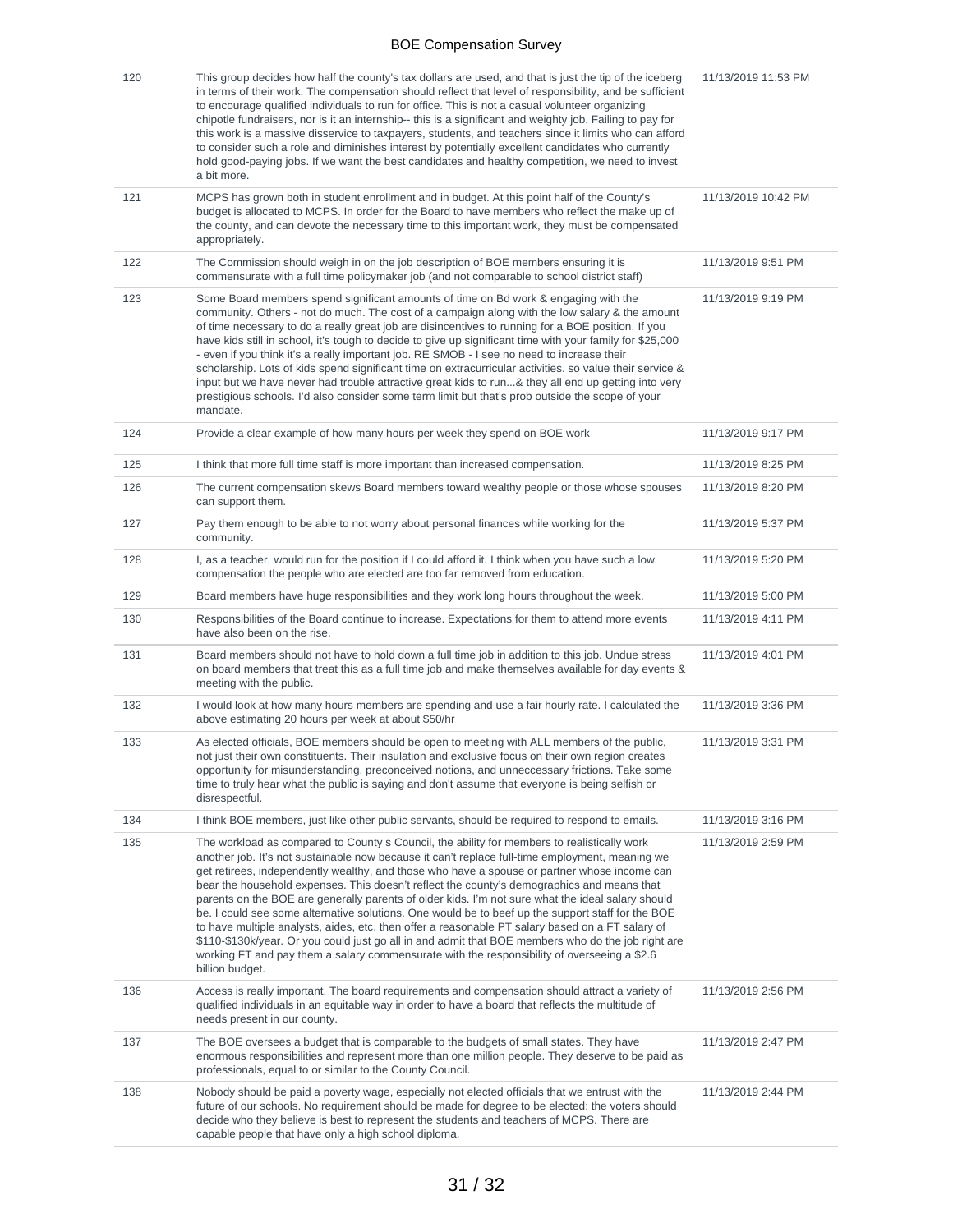| | | |
|---|---|---|
| 120 | This group decides how half the county's tax dollars are used, and that is just the tip of the iceberg in terms of their work. The compensation should reflect that level of responsibility, and be sufficient to encourage qualified individuals to run for office. This is not a casual volunteer organizing chipotle fundraisers, nor is it an internship-- this is a significant and weighty job. Failing to pay for this work is a massive disservice to taxpayers, students, and teachers since it limits who can afford to consider such a role and diminishes interest by potentially excellent candidates who currently hold good-paying jobs. If we want the best candidates and healthy competition, we need to invest a bit more. | 11/13/2019 11:53 PM |
| 121 | MCPS has grown both in student enrollment and in budget. At this point half of the County's budget is allocated to MCPS. In order for the Board to have members who reflect the make up of the county, and can devote the necessary time to this important work, they must be compensated appropriately. | 11/13/2019 10:42 PM |
| 122 | The Commission should weigh in on the job description of BOE members ensuring it is commensurate with a full time policymaker job (and not comparable to school district staff) | 11/13/2019 9:51 PM |
| 123 | Some Board members spend significant amounts of time on Bd work & engaging with the community. Others - not do much. The cost of a campaign along with the low salary & the amount of time necessary to do a really great job are disincentives to running for a BOE position. If you have kids still in school, it's tough to decide to give up significant time with your family for $25,000 - even if you think it's a really important job. RE SMOB - I see no need to increase their scholarship. Lots of kids spend significant time on extracurricular activities. so value their service & input but we have never had trouble attractive great kids to run...& they all end up getting into very prestigious schools. I'd also consider some term limit but that's prob outside the scope of your mandate. | 11/13/2019 9:19 PM |
| 124 | Provide a clear example of how many hours per week they spend on BOE work | 11/13/2019 9:17 PM |
| 125 | I think that more full time staff is more important than increased compensation. | 11/13/2019 8:25 PM |
| 126 | The current compensation skews Board members toward wealthy people or those whose spouses can support them. | 11/13/2019 8:20 PM |
| 127 | Pay them enough to be able to not worry about personal finances while working for the community. | 11/13/2019 5:37 PM |
| 128 | I, as a teacher, would run for the position if I could afford it. I think when you have such a low compensation the people who are elected are too far removed from education. | 11/13/2019 5:20 PM |
| 129 | Board members have huge responsibilities and they work long hours throughout the week. | 11/13/2019 5:00 PM |
| 130 | Responsibilities of the Board continue to increase. Expectations for them to attend more events have also been on the rise. | 11/13/2019 4:11 PM |
| 131 | Board members should not have to hold down a full time job in addition to this job. Undue stress on board members that treat this as a full time job and make themselves available for day events & meeting with the public. | 11/13/2019 4:01 PM |
| 132 | I would look at how many hours members are spending and use a fair hourly rate. I calculated the above estimating 20 hours per week at about $50/hr | 11/13/2019 3:36 PM |
| 133 | As elected officials, BOE members should be open to meeting with ALL members of the public, not just their own constituents. Their insulation and exclusive focus on their own region creates opportunity for misunderstanding, preconceived notions, and unneccessary frictions. Take some time to truly hear what the public is saying and don't assume that everyone is being selfish or disrespectful. | 11/13/2019 3:31 PM |
| 134 | I think BOE members, just like other public servants, should be required to respond to emails. | 11/13/2019 3:16 PM |
| 135 | The workload as compared to County s Council, the ability for members to realistically work another job. It's not sustainable now because it can't replace full-time employment, meaning we get retirees, independently wealthy, and those who have a spouse or partner whose income can bear the household expenses. This doesn't reflect the county's demographics and means that parents on the BOE are generally parents of older kids. I'm not sure what the ideal salary should be. I could see some alternative solutions. One would be to beef up the support staff for the BOE to have multiple analysts, aides, etc. then offer a reasonable PT salary based on a FT salary of $110-$130k/year. Or you could just go all in and admit that BOE members who do the job right are working FT and pay them a salary commensurate with the responsibility of overseeing a $2.6 billion budget. | 11/13/2019 2:59 PM |
| 136 | Access is really important. The board requirements and compensation should attract a variety of qualified individuals in an equitable way in order to have a board that reflects the multitude of needs present in our county. | 11/13/2019 2:56 PM |
| 137 | The BOE oversees a budget that is comparable to the budgets of small states. They have enormous responsibilities and represent more than one million people. They deserve to be paid as professionals, equal to or similar to the County Council. | 11/13/2019 2:47 PM |
| 138 | Nobody should be paid a poverty wage, especially not elected officials that we entrust with the future of our schools. No requirement should be made for degree to be elected: the voters should decide who they believe is best to represent the students and teachers of MCPS. There are capable people that have only a high school diploma. | 11/13/2019 2:44 PM |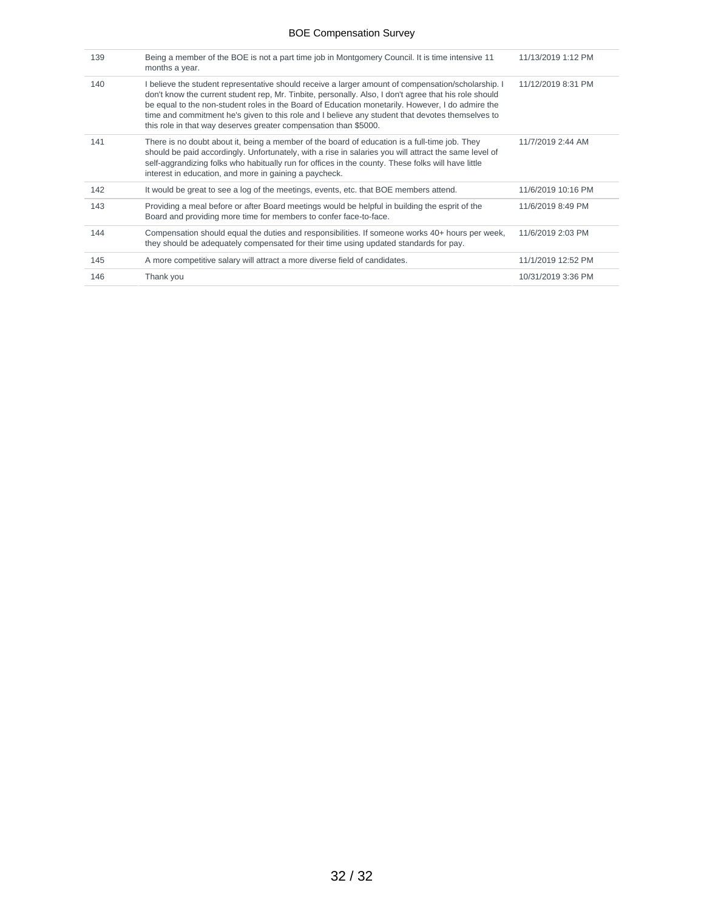| | | |
|---|---|---|
| 139 | Being a member of the BOE is not a part time job in Montgomery Council. It is time intensive 11 months a year. | 11/13/2019 1:12 PM |
| 140 | I believe the student representative should receive a larger amount of compensation/scholarship. I don't know the current student rep, Mr. Tinbite, personally. Also, I don't agree that his role should be equal to the non-student roles in the Board of Education monetarily. However, I do admire the time and commitment he's given to this role and I believe any student that devotes themselves to this role in that way deserves greater compensation than $5000. | 11/12/2019 8:31 PM |
| 141 | There is no doubt about it, being a member of the board of education is a full-time job. They should be paid accordingly. Unfortunately, with a rise in salaries you will attract the same level of self-aggrandizing folks who habitually run for offices in the county. These folks will have little interest in education, and more in gaining a paycheck. | 11/7/2019 2:44 AM |
| 142 | It would be great to see a log of the meetings, events, etc. that BOE members attend. | 11/6/2019 10:16 PM |
| 143 | Providing a meal before or after Board meetings would be helpful in building the esprit of the Board and providing more time for members to confer face-to-face. | 11/6/2019 8:49 PM |
| 144 | Compensation should equal the duties and responsibilities. If someone works 40+ hours per week, they should be adequately compensated for their time using updated standards for pay. | 11/6/2019 2:03 PM |
| 145 | A more competitive salary will attract a more diverse field of candidates. | 11/1/2019 12:52 PM |
| 146 | Thank you | 10/31/2019 3:36 PM |